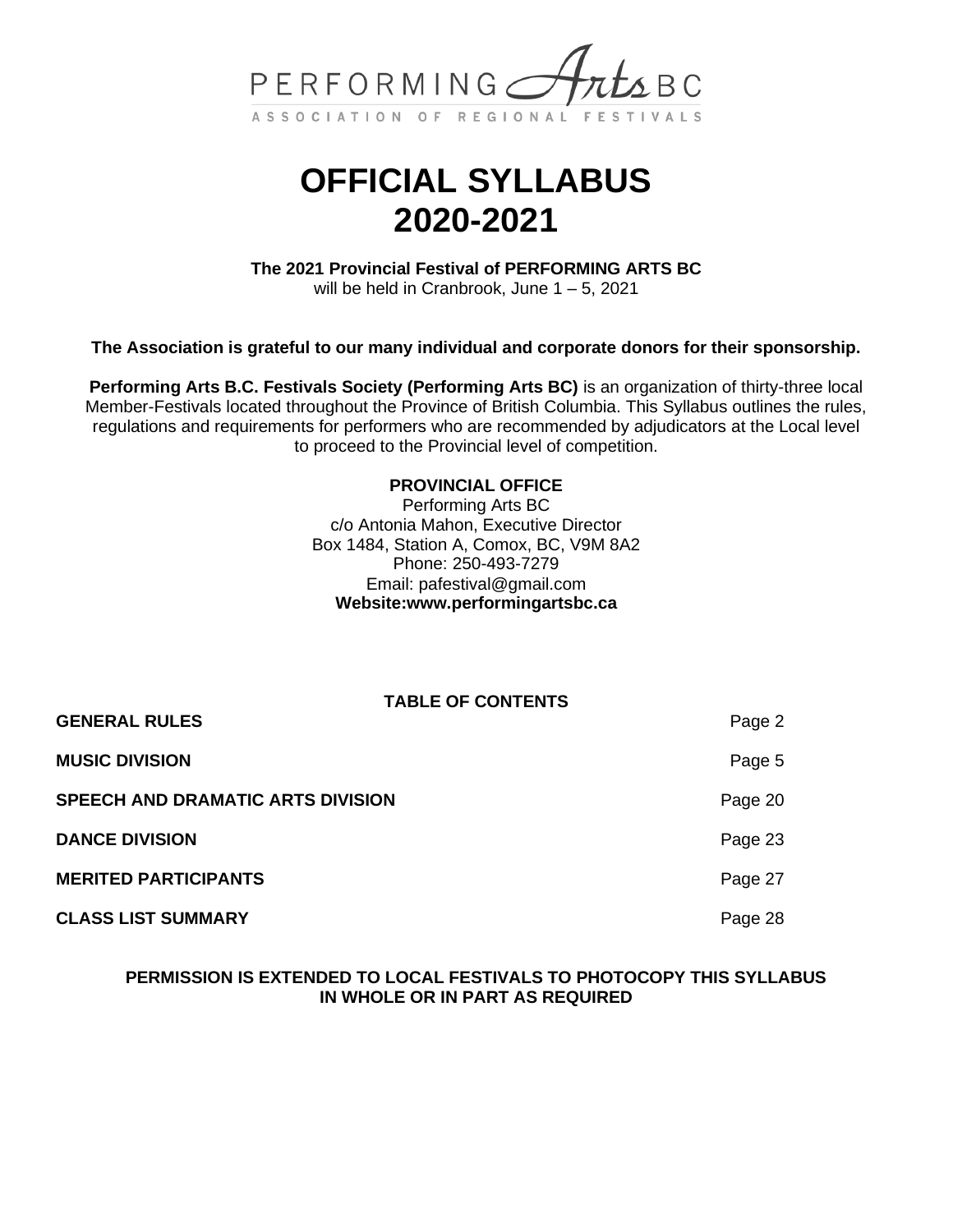PERFORMING Arts BC

ASSOCIATION OF REGIONAL FESTIVALS

# OFFICIAL SYLLABUS 2020-2021

**The 2021 Provincial Festival of PERFORMING ARTS BC**
will be held in Cranbrook, June 1 – 5, 2021

**The Association is grateful to our many individual and corporate donors for their sponsorship.**

**Performing Arts B.C. Festivals Society (Performing Arts BC)** is an organization of thirty-three local Member-Festivals located throughout the Province of British Columbia. This Syllabus outlines the rules, regulations and requirements for performers who are recommended by adjudicators at the Local level to proceed to the Provincial level of competition.

**PROVINCIAL OFFICE**
Performing Arts BC
c/o Antonia Mahon, Executive Director
Box 1484, Station A, Comox, BC, V9M 8A2
Phone: 250-493-7279
Email: pafestival@gmail.com
**Website:www.performingartsbc.ca**

**TABLE OF CONTENTS**

| | |
|---|---|
| **GENERAL RULES** | Page 2 |
| **MUSIC DIVISION** | Page 5 |
| **SPEECH AND DRAMATIC ARTS DIVISION** | Page 20 |
| **DANCE DIVISION** | Page 23 |
| **MERITED PARTICIPANTS** | Page 27 |
| **CLASS LIST SUMMARY** | Page 28 |

**PERMISSION IS EXTENDED TO LOCAL FESTIVALS TO PHOTOCOPY THIS SYLLABUS IN WHOLE OR IN PART AS REQUIRED**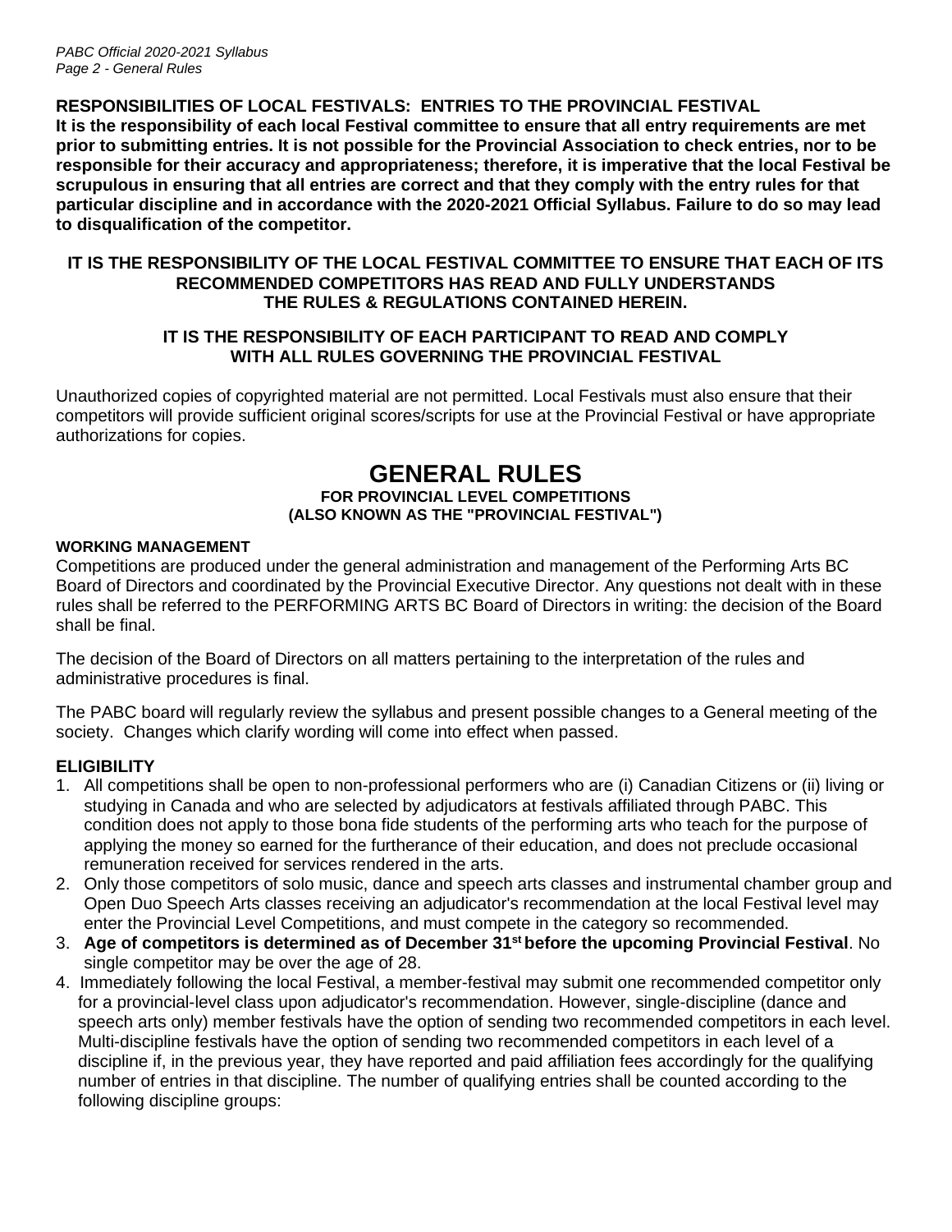**RESPONSIBILITIES OF LOCAL FESTIVALS: ENTRIES TO THE PROVINCIAL FESTIVAL**
**It is the responsibility of each local Festival committee to ensure that all entry requirements are met prior to submitting entries. It is not possible for the Provincial Association to check entries, nor to be responsible for their accuracy and appropriateness; therefore, it is imperative that the local Festival be scrupulous in ensuring that all entries are correct and that they comply with the entry rules for that particular discipline and in accordance with the 2020-2021 Official Syllabus. Failure to do so may lead to disqualification of the competitor.**

**IT IS THE RESPONSIBILITY OF THE LOCAL FESTIVAL COMMITTEE TO ENSURE THAT EACH OF ITS RECOMMENDED COMPETITORS HAS READ AND FULLY UNDERSTANDS THE RULES & REGULATIONS CONTAINED HEREIN.**

**IT IS THE RESPONSIBILITY OF EACH PARTICIPANT TO READ AND COMPLY WITH ALL RULES GOVERNING THE PROVINCIAL FESTIVAL**

Unauthorized copies of copyrighted material are not permitted. Local Festivals must also ensure that their competitors will provide sufficient original scores/scripts for use at the Provincial Festival or have appropriate authorizations for copies.

# GENERAL RULES

**FOR PROVINCIAL LEVEL COMPETITIONS (ALSO KNOWN AS THE "PROVINCIAL FESTIVAL")**

### WORKING MANAGEMENT

Competitions are produced under the general administration and management of the Performing Arts BC Board of Directors and coordinated by the Provincial Executive Director. Any questions not dealt with in these rules shall be referred to the PERFORMING ARTS BC Board of Directors in writing: the decision of the Board shall be final.

The decision of the Board of Directors on all matters pertaining to the interpretation of the rules and administrative procedures is final.

The PABC board will regularly review the syllabus and present possible changes to a General meeting of the society. Changes which clarify wording will come into effect when passed.

### ELIGIBILITY

1. All competitions shall be open to non-professional performers who are (i) Canadian Citizens or (ii) living or studying in Canada and who are selected by adjudicators at festivals affiliated through PABC. This condition does not apply to those bona fide students of the performing arts who teach for the purpose of applying the money so earned for the furtherance of their education, and does not preclude occasional remuneration received for services rendered in the arts.
2. Only those competitors of solo music, dance and speech arts classes and instrumental chamber group and Open Duo Speech Arts classes receiving an adjudicator's recommendation at the local Festival level may enter the Provincial Level Competitions, and must compete in the category so recommended.
3. **Age of competitors is determined as of December 31st before the upcoming Provincial Festival**. No single competitor may be over the age of 28.
4. Immediately following the local Festival, a member-festival may submit one recommended competitor only for a provincial-level class upon adjudicator's recommendation. However, single-discipline (dance and speech arts only) member festivals have the option of sending two recommended competitors in each level. Multi-discipline festivals have the option of sending two recommended competitors in each level of a discipline if, in the previous year, they have reported and paid affiliation fees accordingly for the qualifying number of entries in that discipline. The number of qualifying entries shall be counted according to the following discipline groups: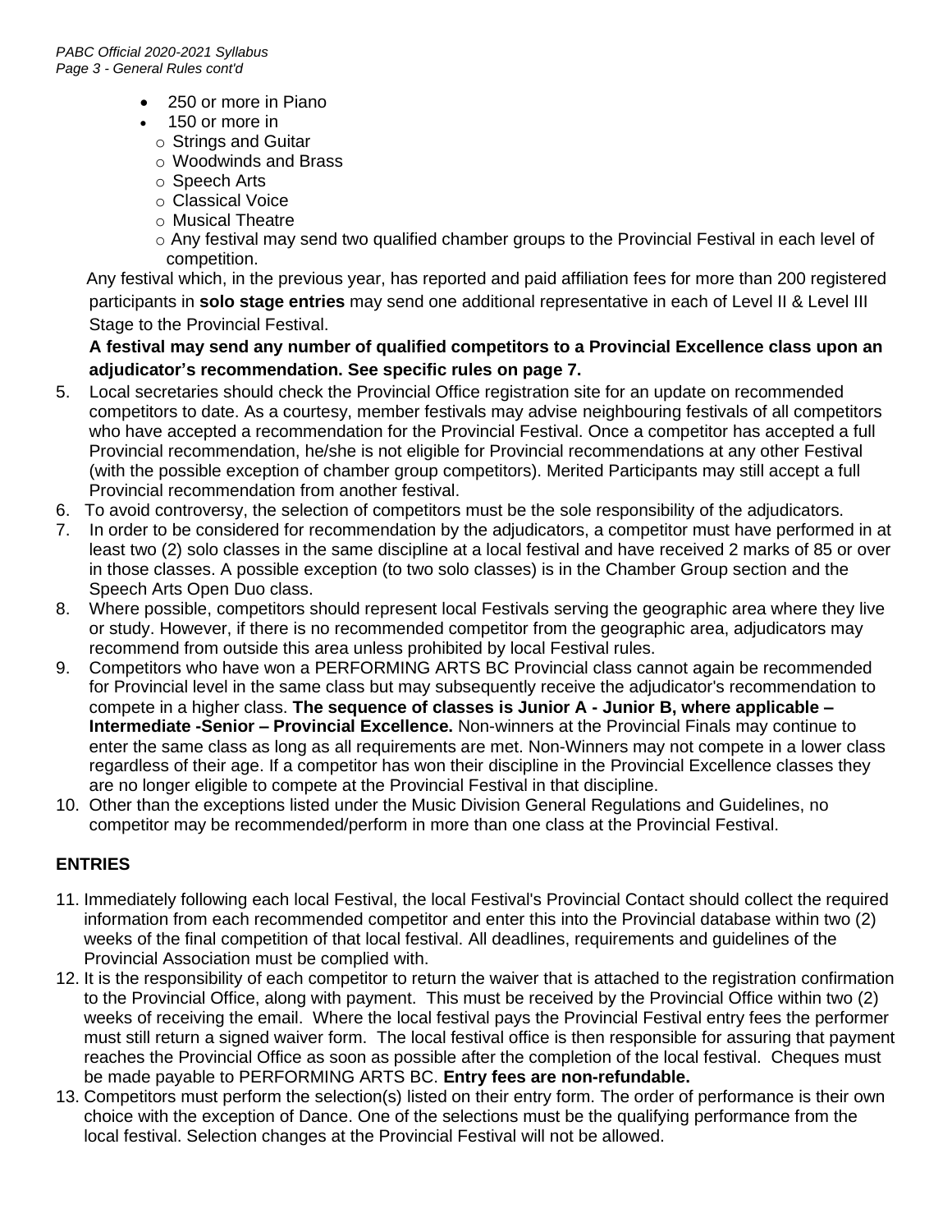- 250 or more in Piano
- 150 or more in
  - Strings and Guitar
  - Woodwinds and Brass
  - Speech Arts
  - Classical Voice
  - Musical Theatre
  - Any festival may send two qualified chamber groups to the Provincial Festival in each level of competition.

Any festival which, in the previous year, has reported and paid affiliation fees for more than 200 registered participants in **solo stage entries** may send one additional representative in each of Level II & Level III Stage to the Provincial Festival.

**A festival may send any number of qualified competitors to a Provincial Excellence class upon an adjudicator's recommendation. See specific rules on page 7.**

5. Local secretaries should check the Provincial Office registration site for an update on recommended competitors to date. As a courtesy, member festivals may advise neighbouring festivals of all competitors who have accepted a recommendation for the Provincial Festival. Once a competitor has accepted a full Provincial recommendation, he/she is not eligible for Provincial recommendations at any other Festival (with the possible exception of chamber group competitors). Merited Participants may still accept a full Provincial recommendation from another festival.
6. To avoid controversy, the selection of competitors must be the sole responsibility of the adjudicators.
7. In order to be considered for recommendation by the adjudicators, a competitor must have performed in at least two (2) solo classes in the same discipline at a local festival and have received 2 marks of 85 or over in those classes. A possible exception (to two solo classes) is in the Chamber Group section and the Speech Arts Open Duo class.
8. Where possible, competitors should represent local Festivals serving the geographic area where they live or study. However, if there is no recommended competitor from the geographic area, adjudicators may recommend from outside this area unless prohibited by local Festival rules.
9. Competitors who have won a PERFORMING ARTS BC Provincial class cannot again be recommended for Provincial level in the same class but may subsequently receive the adjudicator's recommendation to compete in a higher class. **The sequence of classes is Junior A - Junior B, where applicable – Intermediate -Senior – Provincial Excellence.** Non-winners at the Provincial Finals may continue to enter the same class as long as all requirements are met. Non-Winners may not compete in a lower class regardless of their age. If a competitor has won their discipline in the Provincial Excellence classes they are no longer eligible to compete at the Provincial Festival in that discipline.
10. Other than the exceptions listed under the Music Division General Regulations and Guidelines, no competitor may be recommended/perform in more than one class at the Provincial Festival.

## ENTRIES

11. Immediately following each local Festival, the local Festival's Provincial Contact should collect the required information from each recommended competitor and enter this into the Provincial database within two (2) weeks of the final competition of that local festival. All deadlines, requirements and guidelines of the Provincial Association must be complied with.
12. It is the responsibility of each competitor to return the waiver that is attached to the registration confirmation to the Provincial Office, along with payment. This must be received by the Provincial Office within two (2) weeks of receiving the email. Where the local festival pays the Provincial Festival entry fees the performer must still return a signed waiver form. The local festival office is then responsible for assuring that payment reaches the Provincial Office as soon as possible after the completion of the local festival. Cheques must be made payable to PERFORMING ARTS BC. **Entry fees are non-refundable.**
13. Competitors must perform the selection(s) listed on their entry form. The order of performance is their own choice with the exception of Dance. One of the selections must be the qualifying performance from the local festival. Selection changes at the Provincial Festival will not be allowed.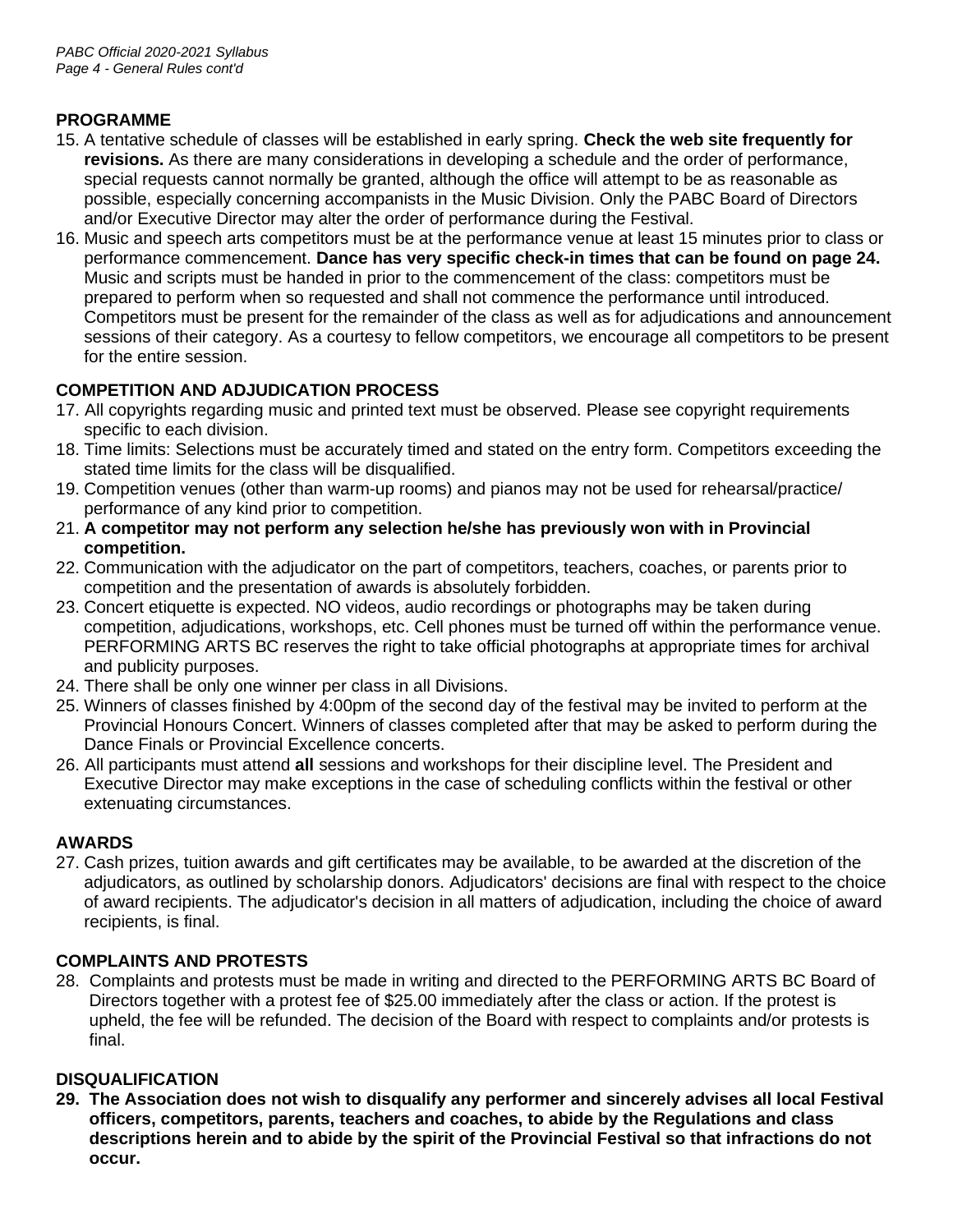## PROGRAMME

15. A tentative schedule of classes will be established in early spring. **Check the web site frequently for revisions.** As there are many considerations in developing a schedule and the order of performance, special requests cannot normally be granted, although the office will attempt to be as reasonable as possible, especially concerning accompanists in the Music Division. Only the PABC Board of Directors and/or Executive Director may alter the order of performance during the Festival.
16. Music and speech arts competitors must be at the performance venue at least 15 minutes prior to class or performance commencement. **Dance has very specific check-in times that can be found on page 24.** Music and scripts must be handed in prior to the commencement of the class: competitors must be prepared to perform when so requested and shall not commence the performance until introduced. Competitors must be present for the remainder of the class as well as for adjudications and announcement sessions of their category. As a courtesy to fellow competitors, we encourage all competitors to be present for the entire session.

## COMPETITION AND ADJUDICATION PROCESS

17. All copyrights regarding music and printed text must be observed. Please see copyright requirements specific to each division.
18. Time limits: Selections must be accurately timed and stated on the entry form. Competitors exceeding the stated time limits for the class will be disqualified.
19. Competition venues (other than warm-up rooms) and pianos may not be used for rehearsal/practice/ performance of any kind prior to competition.
21. **A competitor may not perform any selection he/she has previously won with in Provincial competition.**
22. Communication with the adjudicator on the part of competitors, teachers, coaches, or parents prior to competition and the presentation of awards is absolutely forbidden.
23. Concert etiquette is expected. NO videos, audio recordings or photographs may be taken during competition, adjudications, workshops, etc. Cell phones must be turned off within the performance venue. PERFORMING ARTS BC reserves the right to take official photographs at appropriate times for archival and publicity purposes.
24. There shall be only one winner per class in all Divisions.
25. Winners of classes finished by 4:00pm of the second day of the festival may be invited to perform at the Provincial Honours Concert. Winners of classes completed after that may be asked to perform during the Dance Finals or Provincial Excellence concerts.
26. All participants must attend **all** sessions and workshops for their discipline level. The President and Executive Director may make exceptions in the case of scheduling conflicts within the festival or other extenuating circumstances.

## AWARDS

27. Cash prizes, tuition awards and gift certificates may be available, to be awarded at the discretion of the adjudicators, as outlined by scholarship donors. Adjudicators' decisions are final with respect to the choice of award recipients. The adjudicator's decision in all matters of adjudication, including the choice of award recipients, is final.

## COMPLAINTS AND PROTESTS

28. Complaints and protests must be made in writing and directed to the PERFORMING ARTS BC Board of Directors together with a protest fee of $25.00 immediately after the class or action. If the protest is upheld, the fee will be refunded. The decision of the Board with respect to complaints and/or protests is final.

## DISQUALIFICATION

29. **The Association does not wish to disqualify any performer and sincerely advises all local Festival officers, competitors, parents, teachers and coaches, to abide by the Regulations and class descriptions herein and to abide by the spirit of the Provincial Festival so that infractions do not occur.**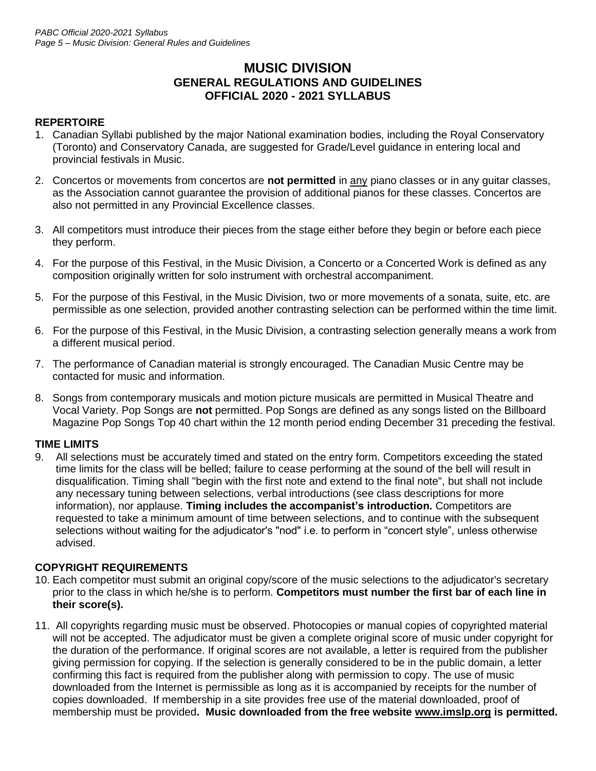# MUSIC DIVISION
## GENERAL REGULATIONS AND GUIDELINES
## OFFICIAL 2020 - 2021 SYLLABUS

### REPERTOIRE

1. Canadian Syllabi published by the major National examination bodies, including the Royal Conservatory (Toronto) and Conservatory Canada, are suggested for Grade/Level guidance in entering local and provincial festivals in Music.

2. Concertos or movements from concertos are **not permitted** in any piano classes or in any guitar classes, as the Association cannot guarantee the provision of additional pianos for these classes. Concertos are also not permitted in any Provincial Excellence classes.

3. All competitors must introduce their pieces from the stage either before they begin or before each piece they perform.

4. For the purpose of this Festival, in the Music Division, a Concerto or a Concerted Work is defined as any composition originally written for solo instrument with orchestral accompaniment.

5. For the purpose of this Festival, in the Music Division, two or more movements of a sonata, suite, etc. are permissible as one selection, provided another contrasting selection can be performed within the time limit.

6. For the purpose of this Festival, in the Music Division, a contrasting selection generally means a work from a different musical period.

7. The performance of Canadian material is strongly encouraged. The Canadian Music Centre may be contacted for music and information.

8. Songs from contemporary musicals and motion picture musicals are permitted in Musical Theatre and Vocal Variety. Pop Songs are **not** permitted. Pop Songs are defined as any songs listed on the Billboard Magazine Pop Songs Top 40 chart within the 12 month period ending December 31 preceding the festival.

### TIME LIMITS

9. All selections must be accurately timed and stated on the entry form. Competitors exceeding the stated time limits for the class will be belled; failure to cease performing at the sound of the bell will result in disqualification. Timing shall "begin with the first note and extend to the final note", but shall not include any necessary tuning between selections, verbal introductions (see class descriptions for more information), nor applause. **Timing includes the accompanist's introduction.** Competitors are requested to take a minimum amount of time between selections, and to continue with the subsequent selections without waiting for the adjudicator's "nod" i.e. to perform in "concert style", unless otherwise advised.

### COPYRIGHT REQUIREMENTS

10. Each competitor must submit an original copy/score of the music selections to the adjudicator's secretary prior to the class in which he/she is to perform. **Competitors must number the first bar of each line in their score(s).**

11. All copyrights regarding music must be observed. Photocopies or manual copies of copyrighted material will not be accepted. The adjudicator must be given a complete original score of music under copyright for the duration of the performance. If original scores are not available, a letter is required from the publisher giving permission for copying. If the selection is generally considered to be in the public domain, a letter confirming this fact is required from the publisher along with permission to copy. The use of music downloaded from the Internet is permissible as long as it is accompanied by receipts for the number of copies downloaded. If membership in a site provides free use of the material downloaded, proof of membership must be provided**. Music downloaded from the free website www.imslp.org is permitted.**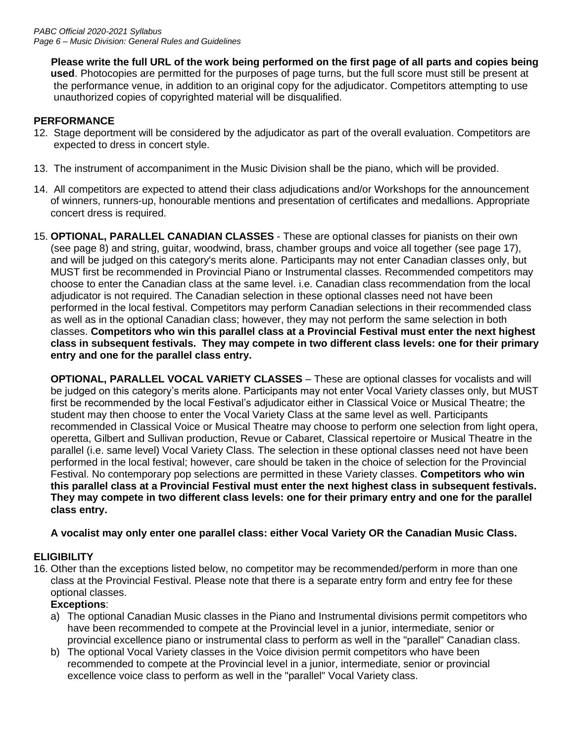**Please write the full URL of the work being performed on the first page of all parts and copies being used**. Photocopies are permitted for the purposes of page turns, but the full score must still be present at the performance venue, in addition to an original copy for the adjudicator. Competitors attempting to use unauthorized copies of copyrighted material will be disqualified.

## PERFORMANCE

12. Stage deportment will be considered by the adjudicator as part of the overall evaluation. Competitors are expected to dress in concert style.

13. The instrument of accompaniment in the Music Division shall be the piano, which will be provided.

14. All competitors are expected to attend their class adjudications and/or Workshops for the announcement of winners, runners-up, honourable mentions and presentation of certificates and medallions. Appropriate concert dress is required.

15. **OPTIONAL, PARALLEL CANADIAN CLASSES** - These are optional classes for pianists on their own (see page 8) and string, guitar, woodwind, brass, chamber groups and voice all together (see page 17), and will be judged on this category's merits alone. Participants may not enter Canadian classes only, but MUST first be recommended in Provincial Piano or Instrumental classes. Recommended competitors may choose to enter the Canadian class at the same level. i.e. Canadian class recommendation from the local adjudicator is not required. The Canadian selection in these optional classes need not have been performed in the local festival. Competitors may perform Canadian selections in their recommended class as well as in the optional Canadian class; however, they may not perform the same selection in both classes. **Competitors who win this parallel class at a Provincial Festival must enter the next highest class in subsequent festivals. They may compete in two different class levels: one for their primary entry and one for the parallel class entry.**

    **OPTIONAL, PARALLEL VOCAL VARIETY CLASSES** – These are optional classes for vocalists and will be judged on this category's merits alone. Participants may not enter Vocal Variety classes only, but MUST first be recommended by the local Festival's adjudicator either in Classical Voice or Musical Theatre; the student may then choose to enter the Vocal Variety Class at the same level as well. Participants recommended in Classical Voice or Musical Theatre may choose to perform one selection from light opera, operetta, Gilbert and Sullivan production, Revue or Cabaret, Classical repertoire or Musical Theatre in the parallel (i.e. same level) Vocal Variety Class. The selection in these optional classes need not have been performed in the local festival; however, care should be taken in the choice of selection for the Provincial Festival. No contemporary pop selections are permitted in these Variety classes. **Competitors who win this parallel class at a Provincial Festival must enter the next highest class in subsequent festivals. They may compete in two different class levels: one for their primary entry and one for the parallel class entry.**

    **A vocalist may only enter one parallel class: either Vocal Variety OR the Canadian Music Class.**

## ELIGIBILITY

16. Other than the exceptions listed below, no competitor may be recommended/perform in more than one class at the Provincial Festival. Please note that there is a separate entry form and entry fee for these optional classes.

    **Exceptions**:

    a) The optional Canadian Music classes in the Piano and Instrumental divisions permit competitors who have been recommended to compete at the Provincial level in a junior, intermediate, senior or provincial excellence piano or instrumental class to perform as well in the "parallel" Canadian class.
    b) The optional Vocal Variety classes in the Voice division permit competitors who have been recommended to compete at the Provincial level in a junior, intermediate, senior or provincial excellence voice class to perform as well in the "parallel" Vocal Variety class.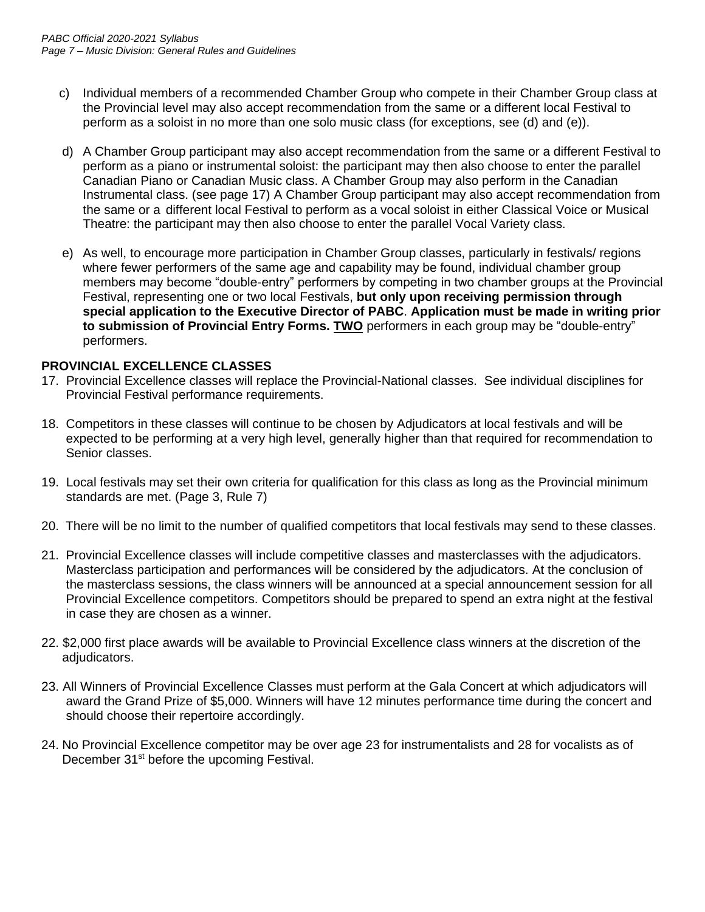c) Individual members of a recommended Chamber Group who compete in their Chamber Group class at the Provincial level may also accept recommendation from the same or a different local Festival to perform as a soloist in no more than one solo music class (for exceptions, see (d) and (e)).

d) A Chamber Group participant may also accept recommendation from the same or a different Festival to perform as a piano or instrumental soloist: the participant may then also choose to enter the parallel Canadian Piano or Canadian Music class. A Chamber Group may also perform in the Canadian Instrumental class. (see page 17) A Chamber Group participant may also accept recommendation from the same or a different local Festival to perform as a vocal soloist in either Classical Voice or Musical Theatre: the participant may then also choose to enter the parallel Vocal Variety class.

e) As well, to encourage more participation in Chamber Group classes, particularly in festivals/ regions where fewer performers of the same age and capability may be found, individual chamber group members may become "double-entry" performers by competing in two chamber groups at the Provincial Festival, representing one or two local Festivals, **but only upon receiving permission through special application to the Executive Director of PABC**. **Application must be made in writing prior to submission of Provincial Entry Forms. <u>TWO</u>** performers in each group may be "double-entry" performers.

**PROVINCIAL EXCELLENCE CLASSES**

17. Provincial Excellence classes will replace the Provincial-National classes. See individual disciplines for Provincial Festival performance requirements.

18. Competitors in these classes will continue to be chosen by Adjudicators at local festivals and will be expected to be performing at a very high level, generally higher than that required for recommendation to Senior classes.

19. Local festivals may set their own criteria for qualification for this class as long as the Provincial minimum standards are met. (Page 3, Rule 7)

20. There will be no limit to the number of qualified competitors that local festivals may send to these classes.

21. Provincial Excellence classes will include competitive classes and masterclasses with the adjudicators. Masterclass participation and performances will be considered by the adjudicators. At the conclusion of the masterclass sessions, the class winners will be announced at a special announcement session for all Provincial Excellence competitors. Competitors should be prepared to spend an extra night at the festival in case they are chosen as a winner.

22. $2,000 first place awards will be available to Provincial Excellence class winners at the discretion of the adjudicators.

23. All Winners of Provincial Excellence Classes must perform at the Gala Concert at which adjudicators will award the Grand Prize of $5,000. Winners will have 12 minutes performance time during the concert and should choose their repertoire accordingly.

24. No Provincial Excellence competitor may be over age 23 for instrumentalists and 28 for vocalists as of December 31st before the upcoming Festival.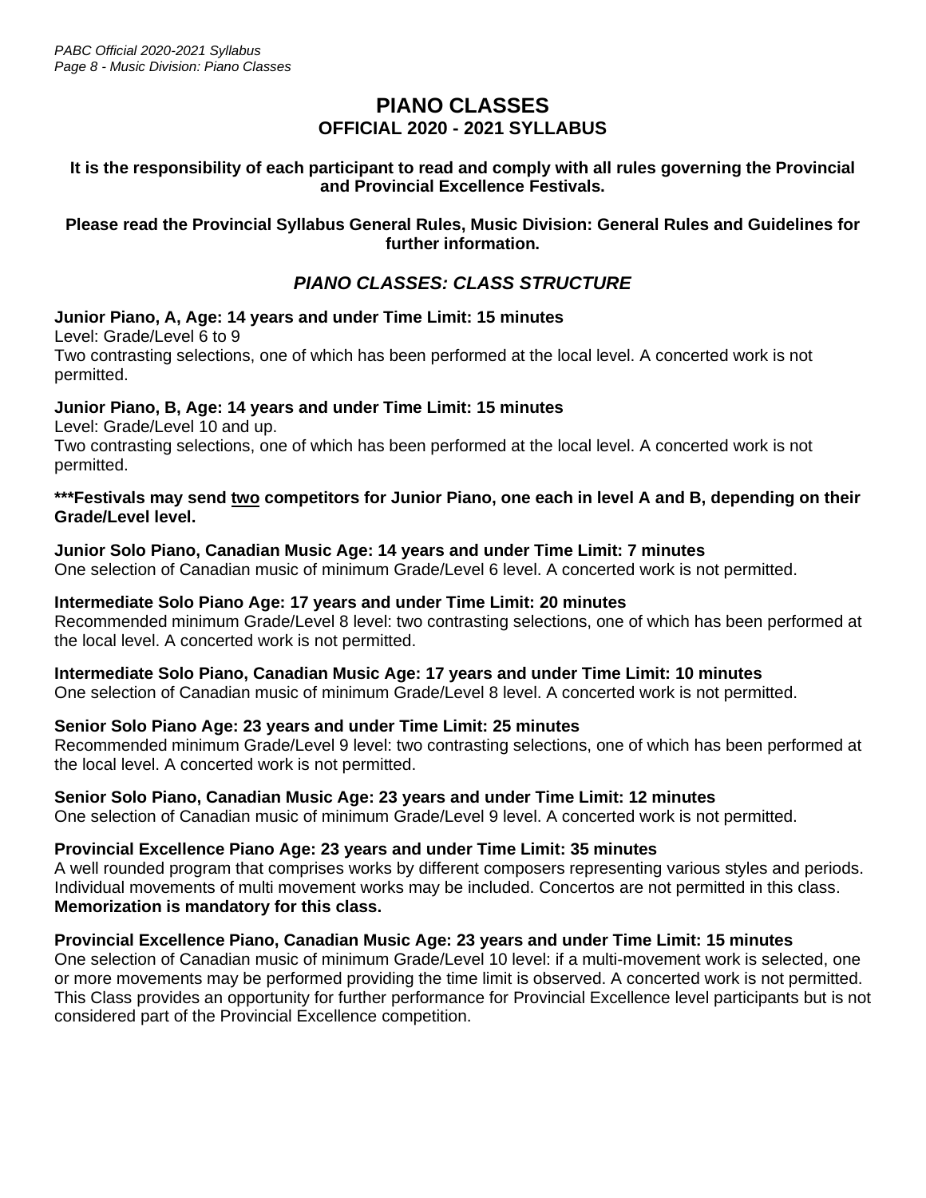# PIANO CLASSES

## OFFICIAL 2020 - 2021 SYLLABUS

**It is the responsibility of each participant to read and comply with all rules governing the Provincial and Provincial Excellence Festivals.**

**Please read the Provincial Syllabus General Rules, Music Division: General Rules and Guidelines for further information.**

### *PIANO CLASSES: CLASS STRUCTURE*

**Junior Piano, A, Age: 14 years and under Time Limit: 15 minutes**
Level: Grade/Level 6 to 9
Two contrasting selections, one of which has been performed at the local level. A concerted work is not permitted.

**Junior Piano, B, Age: 14 years and under Time Limit: 15 minutes**
Level: Grade/Level 10 and up.
Two contrasting selections, one of which has been performed at the local level. A concerted work is not permitted.

**\*\*\*Festivals may send <u>two</u> competitors for Junior Piano, one each in level A and B, depending on their Grade/Level level.**

**Junior Solo Piano, Canadian Music Age: 14 years and under Time Limit: 7 minutes**
One selection of Canadian music of minimum Grade/Level 6 level. A concerted work is not permitted.

**Intermediate Solo Piano Age: 17 years and under Time Limit: 20 minutes**
Recommended minimum Grade/Level 8 level: two contrasting selections, one of which has been performed at the local level. A concerted work is not permitted.

**Intermediate Solo Piano, Canadian Music Age: 17 years and under Time Limit: 10 minutes**
One selection of Canadian music of minimum Grade/Level 8 level. A concerted work is not permitted.

**Senior Solo Piano Age: 23 years and under Time Limit: 25 minutes**
Recommended minimum Grade/Level 9 level: two contrasting selections, one of which has been performed at the local level. A concerted work is not permitted.

**Senior Solo Piano, Canadian Music Age: 23 years and under Time Limit: 12 minutes**
One selection of Canadian music of minimum Grade/Level 9 level. A concerted work is not permitted.

**Provincial Excellence Piano Age: 23 years and under Time Limit: 35 minutes**
A well rounded program that comprises works by different composers representing various styles and periods. Individual movements of multi movement works may be included. Concertos are not permitted in this class. **Memorization is mandatory for this class.**

**Provincial Excellence Piano, Canadian Music Age: 23 years and under Time Limit: 15 minutes**
One selection of Canadian music of minimum Grade/Level 10 level: if a multi-movement work is selected, one or more movements may be performed providing the time limit is observed. A concerted work is not permitted. This Class provides an opportunity for further performance for Provincial Excellence level participants but is not considered part of the Provincial Excellence competition.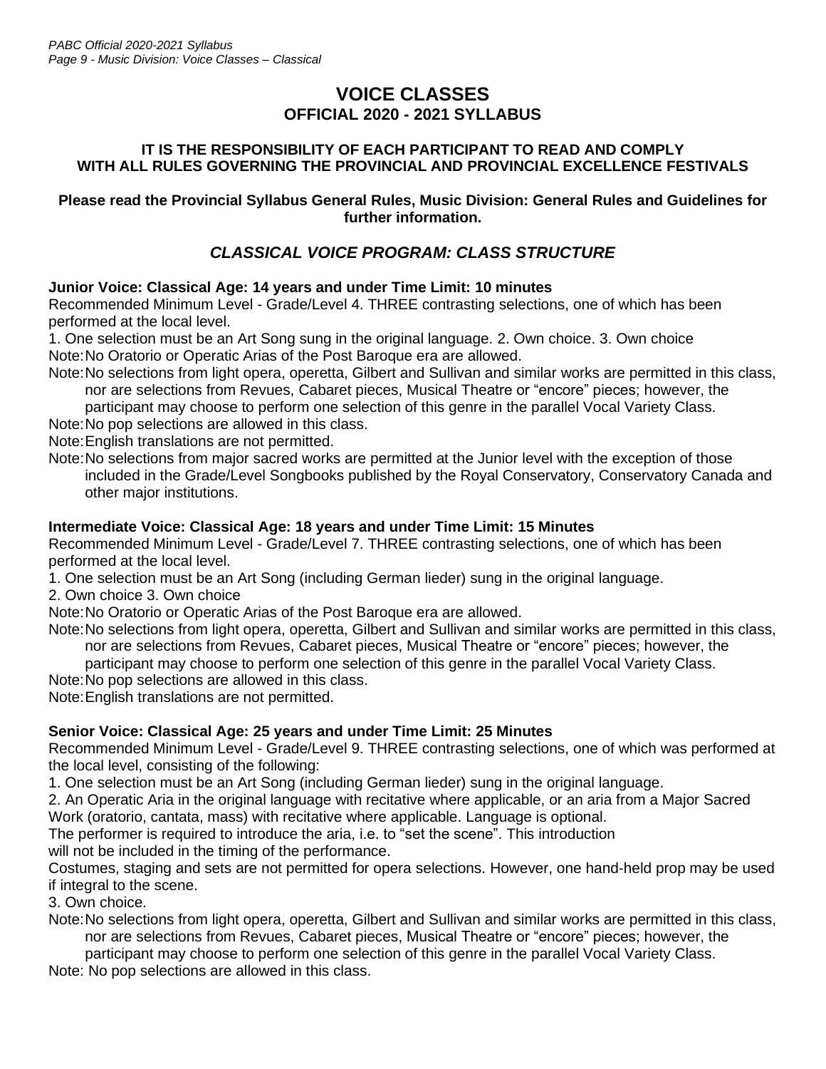# VOICE CLASSES

## OFFICIAL 2020 - 2021 SYLLABUS

**IT IS THE RESPONSIBILITY OF EACH PARTICIPANT TO READ AND COMPLY WITH ALL RULES GOVERNING THE PROVINCIAL AND PROVINCIAL EXCELLENCE FESTIVALS**

**Please read the Provincial Syllabus General Rules, Music Division: General Rules and Guidelines for further information.**

## *CLASSICAL VOICE PROGRAM: CLASS STRUCTURE*

**Junior Voice: Classical Age: 14 years and under Time Limit: 10 minutes**

Recommended Minimum Level - Grade/Level 4. THREE contrasting selections, one of which has been performed at the local level.

1. One selection must be an Art Song sung in the original language. 2. Own choice. 3. Own choice

Note: No Oratorio or Operatic Arias of the Post Baroque era are allowed.

Note: No selections from light opera, operetta, Gilbert and Sullivan and similar works are permitted in this class, nor are selections from Revues, Cabaret pieces, Musical Theatre or "encore" pieces; however, the participant may choose to perform one selection of this genre in the parallel Vocal Variety Class.

Note: No pop selections are allowed in this class.

Note: English translations are not permitted.

Note: No selections from major sacred works are permitted at the Junior level with the exception of those included in the Grade/Level Songbooks published by the Royal Conservatory, Conservatory Canada and other major institutions.

**Intermediate Voice: Classical Age: 18 years and under Time Limit: 15 Minutes**

Recommended Minimum Level - Grade/Level 7. THREE contrasting selections, one of which has been performed at the local level.

1. One selection must be an Art Song (including German lieder) sung in the original language.
2. Own choice 3. Own choice

Note: No Oratorio or Operatic Arias of the Post Baroque era are allowed.

Note: No selections from light opera, operetta, Gilbert and Sullivan and similar works are permitted in this class, nor are selections from Revues, Cabaret pieces, Musical Theatre or "encore" pieces; however, the participant may choose to perform one selection of this genre in the parallel Vocal Variety Class.

Note: No pop selections are allowed in this class.

Note: English translations are not permitted.

**Senior Voice: Classical Age: 25 years and under Time Limit: 25 Minutes**

Recommended Minimum Level - Grade/Level 9. THREE contrasting selections, one of which was performed at the local level, consisting of the following:

1. One selection must be an Art Song (including German lieder) sung in the original language.
2. An Operatic Aria in the original language with recitative where applicable, or an aria from a Major Sacred Work (oratorio, cantata, mass) with recitative where applicable. Language is optional.

The performer is required to introduce the aria, i.e. to "set the scene". This introduction will not be included in the timing of the performance.

Costumes, staging and sets are not permitted for opera selections. However, one hand-held prop may be used if integral to the scene.

3. Own choice.

Note: No selections from light opera, operetta, Gilbert and Sullivan and similar works are permitted in this class, nor are selections from Revues, Cabaret pieces, Musical Theatre or "encore" pieces; however, the participant may choose to perform one selection of this genre in the parallel Vocal Variety Class.

Note: No pop selections are allowed in this class.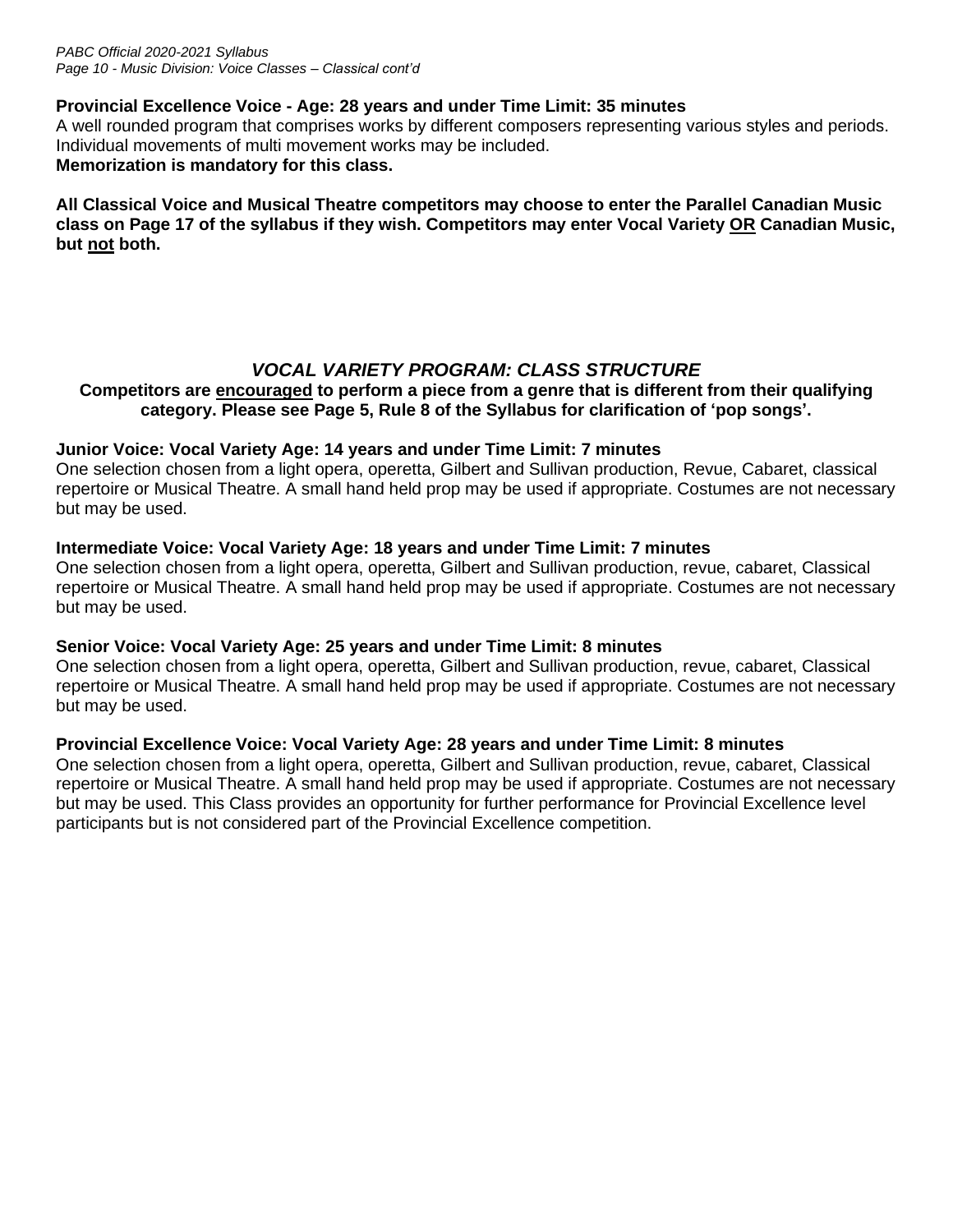**Provincial Excellence Voice - Age: 28 years and under Time Limit: 35 minutes**
A well rounded program that comprises works by different composers representing various styles and periods. Individual movements of multi movement works may be included.
**Memorization is mandatory for this class.**

**All Classical Voice and Musical Theatre competitors may choose to enter the Parallel Canadian Music class on Page 17 of the syllabus if they wish. Competitors may enter Vocal Variety <u>OR</u> Canadian Music, but <u>not</u> both.**

## *VOCAL VARIETY PROGRAM: CLASS STRUCTURE*

**Competitors are <u>encouraged</u> to perform a piece from a genre that is different from their qualifying category. Please see Page 5, Rule 8 of the Syllabus for clarification of 'pop songs'.**

**Junior Voice: Vocal Variety Age: 14 years and under Time Limit: 7 minutes**
One selection chosen from a light opera, operetta, Gilbert and Sullivan production, Revue, Cabaret, classical repertoire or Musical Theatre. A small hand held prop may be used if appropriate. Costumes are not necessary but may be used.

**Intermediate Voice: Vocal Variety Age: 18 years and under Time Limit: 7 minutes**
One selection chosen from a light opera, operetta, Gilbert and Sullivan production, revue, cabaret, Classical repertoire or Musical Theatre. A small hand held prop may be used if appropriate. Costumes are not necessary but may be used.

**Senior Voice: Vocal Variety Age: 25 years and under Time Limit: 8 minutes**
One selection chosen from a light opera, operetta, Gilbert and Sullivan production, revue, cabaret, Classical repertoire or Musical Theatre. A small hand held prop may be used if appropriate. Costumes are not necessary but may be used.

**Provincial Excellence Voice: Vocal Variety Age: 28 years and under Time Limit: 8 minutes**
One selection chosen from a light opera, operetta, Gilbert and Sullivan production, revue, cabaret, Classical repertoire or Musical Theatre. A small hand held prop may be used if appropriate. Costumes are not necessary but may be used. This Class provides an opportunity for further performance for Provincial Excellence level participants but is not considered part of the Provincial Excellence competition.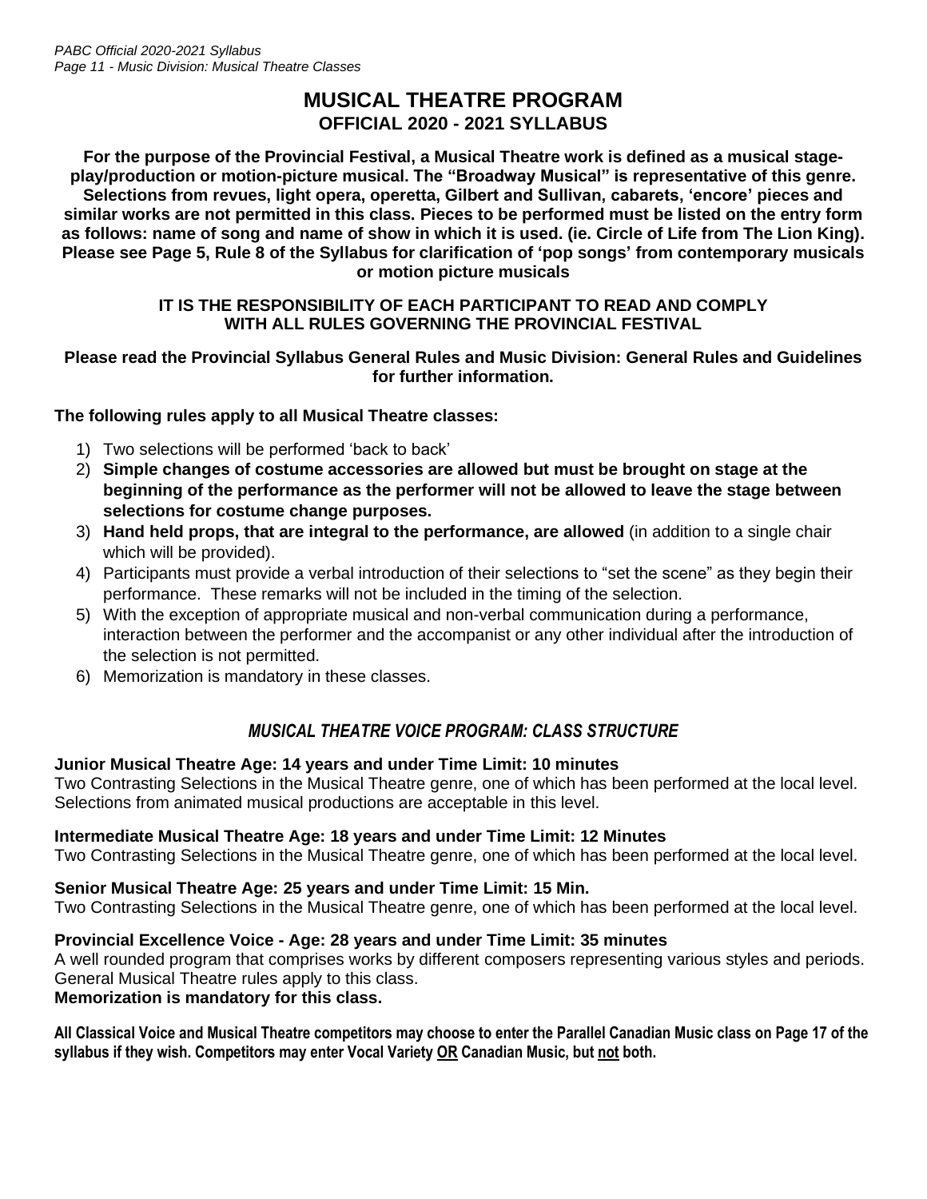# MUSICAL THEATRE PROGRAM
## OFFICIAL 2020 - 2021 SYLLABUS

**For the purpose of the Provincial Festival, a Musical Theatre work is defined as a musical stage-play/production or motion-picture musical. The "Broadway Musical" is representative of this genre. Selections from revues, light opera, operetta, Gilbert and Sullivan, cabarets, 'encore' pieces and similar works are not permitted in this class. Pieces to be performed must be listed on the entry form as follows: name of song and name of show in which it is used. (ie. Circle of Life from The Lion King). Please see Page 5, Rule 8 of the Syllabus for clarification of 'pop songs' from contemporary musicals or motion picture musicals**

**IT IS THE RESPONSIBILITY OF EACH PARTICIPANT TO READ AND COMPLY WITH ALL RULES GOVERNING THE PROVINCIAL FESTIVAL**

**Please read the Provincial Syllabus General Rules and Music Division: General Rules and Guidelines for further information.**

**The following rules apply to all Musical Theatre classes:**

1) Two selections will be performed 'back to back'
2) **Simple changes of costume accessories are allowed but must be brought on stage at the beginning of the performance as the performer will not be allowed to leave the stage between selections for costume change purposes.**
3) **Hand held props, that are integral to the performance, are allowed** (in addition to a single chair which will be provided).
4) Participants must provide a verbal introduction of their selections to "set the scene" as they begin their performance. These remarks will not be included in the timing of the selection.
5) With the exception of appropriate musical and non-verbal communication during a performance, interaction between the performer and the accompanist or any other individual after the introduction of the selection is not permitted.
6) Memorization is mandatory in these classes.

### *MUSICAL THEATRE VOICE PROGRAM: CLASS STRUCTURE*

**Junior Musical Theatre Age: 14 years and under Time Limit: 10 minutes**
Two Contrasting Selections in the Musical Theatre genre, one of which has been performed at the local level. Selections from animated musical productions are acceptable in this level.

**Intermediate Musical Theatre Age: 18 years and under Time Limit: 12 Minutes**
Two Contrasting Selections in the Musical Theatre genre, one of which has been performed at the local level.

**Senior Musical Theatre Age: 25 years and under Time Limit: 15 Min.**
Two Contrasting Selections in the Musical Theatre genre, one of which has been performed at the local level.

**Provincial Excellence Voice - Age: 28 years and under Time Limit: 35 minutes**
A well rounded program that comprises works by different composers representing various styles and periods. General Musical Theatre rules apply to this class.
**Memorization is mandatory for this class.**

**All Classical Voice and Musical Theatre competitors may choose to enter the Parallel Canadian Music class on Page 17 of the syllabus if they wish. Competitors may enter Vocal Variety <u>OR</u> Canadian Music, but <u>not</u> both.**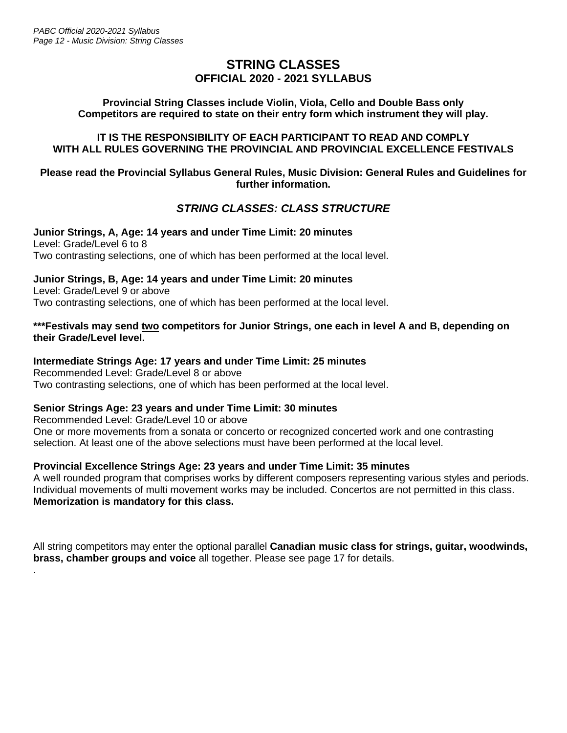# STRING CLASSES
## OFFICIAL 2020 - 2021 SYLLABUS

**Provincial String Classes include Violin, Viola, Cello and Double Bass only**
**Competitors are required to state on their entry form which instrument they will play.**

**IT IS THE RESPONSIBILITY OF EACH PARTICIPANT TO READ AND COMPLY WITH ALL RULES GOVERNING THE PROVINCIAL AND PROVINCIAL EXCELLENCE FESTIVALS**

**Please read the Provincial Syllabus General Rules, Music Division: General Rules and Guidelines for further information.**

### *STRING CLASSES: CLASS STRUCTURE*

**Junior Strings, A, Age: 14 years and under Time Limit: 20 minutes**
Level: Grade/Level 6 to 8
Two contrasting selections, one of which has been performed at the local level.

**Junior Strings, B, Age: 14 years and under Time Limit: 20 minutes**
Level: Grade/Level 9 or above
Two contrasting selections, one of which has been performed at the local level.

**\*\*\*Festivals may send <u>two</u> competitors for Junior Strings, one each in level A and B, depending on their Grade/Level level.**

**Intermediate Strings Age: 17 years and under Time Limit: 25 minutes**
Recommended Level: Grade/Level 8 or above
Two contrasting selections, one of which has been performed at the local level.

**Senior Strings Age: 23 years and under Time Limit: 30 minutes**
Recommended Level: Grade/Level 10 or above
One or more movements from a sonata or concerto or recognized concerted work and one contrasting selection. At least one of the above selections must have been performed at the local level.

**Provincial Excellence Strings Age: 23 years and under Time Limit: 35 minutes**
A well rounded program that comprises works by different composers representing various styles and periods. Individual movements of multi movement works may be included. Concertos are not permitted in this class.
**Memorization is mandatory for this class.**

All string competitors may enter the optional parallel **Canadian music class for strings, guitar, woodwinds, brass, chamber groups and voice** all together. Please see page 17 for details.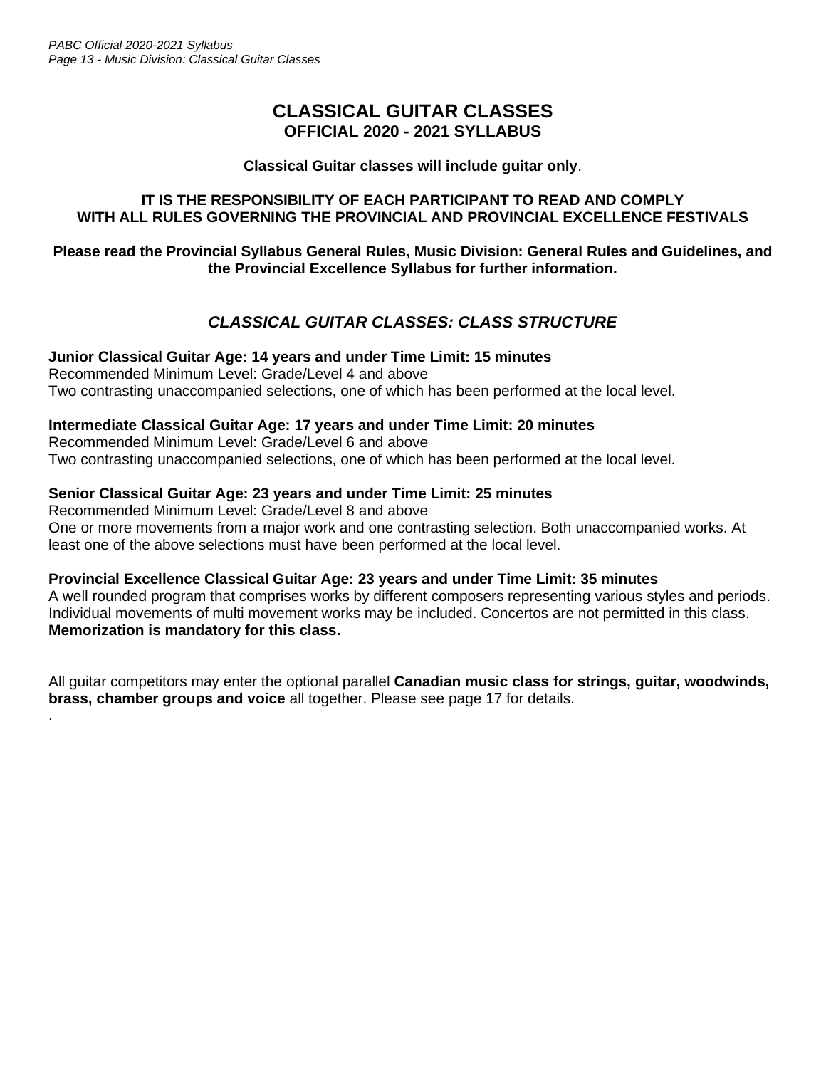# CLASSICAL GUITAR CLASSES
## OFFICIAL 2020 - 2021 SYLLABUS

**Classical Guitar classes will include guitar only**.

**IT IS THE RESPONSIBILITY OF EACH PARTICIPANT TO READ AND COMPLY WITH ALL RULES GOVERNING THE PROVINCIAL AND PROVINCIAL EXCELLENCE FESTIVALS**

**Please read the Provincial Syllabus General Rules, Music Division: General Rules and Guidelines, and the Provincial Excellence Syllabus for further information.**

## *CLASSICAL GUITAR CLASSES: CLASS STRUCTURE*

**Junior Classical Guitar Age: 14 years and under Time Limit: 15 minutes**
Recommended Minimum Level: Grade/Level 4 and above
Two contrasting unaccompanied selections, one of which has been performed at the local level.

**Intermediate Classical Guitar Age: 17 years and under Time Limit: 20 minutes**
Recommended Minimum Level: Grade/Level 6 and above
Two contrasting unaccompanied selections, one of which has been performed at the local level.

**Senior Classical Guitar Age: 23 years and under Time Limit: 25 minutes**
Recommended Minimum Level: Grade/Level 8 and above
One or more movements from a major work and one contrasting selection. Both unaccompanied works. At least one of the above selections must have been performed at the local level.

**Provincial Excellence Classical Guitar Age: 23 years and under Time Limit: 35 minutes**
A well rounded program that comprises works by different composers representing various styles and periods. Individual movements of multi movement works may be included. Concertos are not permitted in this class. **Memorization is mandatory for this class.**

All guitar competitors may enter the optional parallel **Canadian music class for strings, guitar, woodwinds, brass, chamber groups and voice** all together. Please see page 17 for details.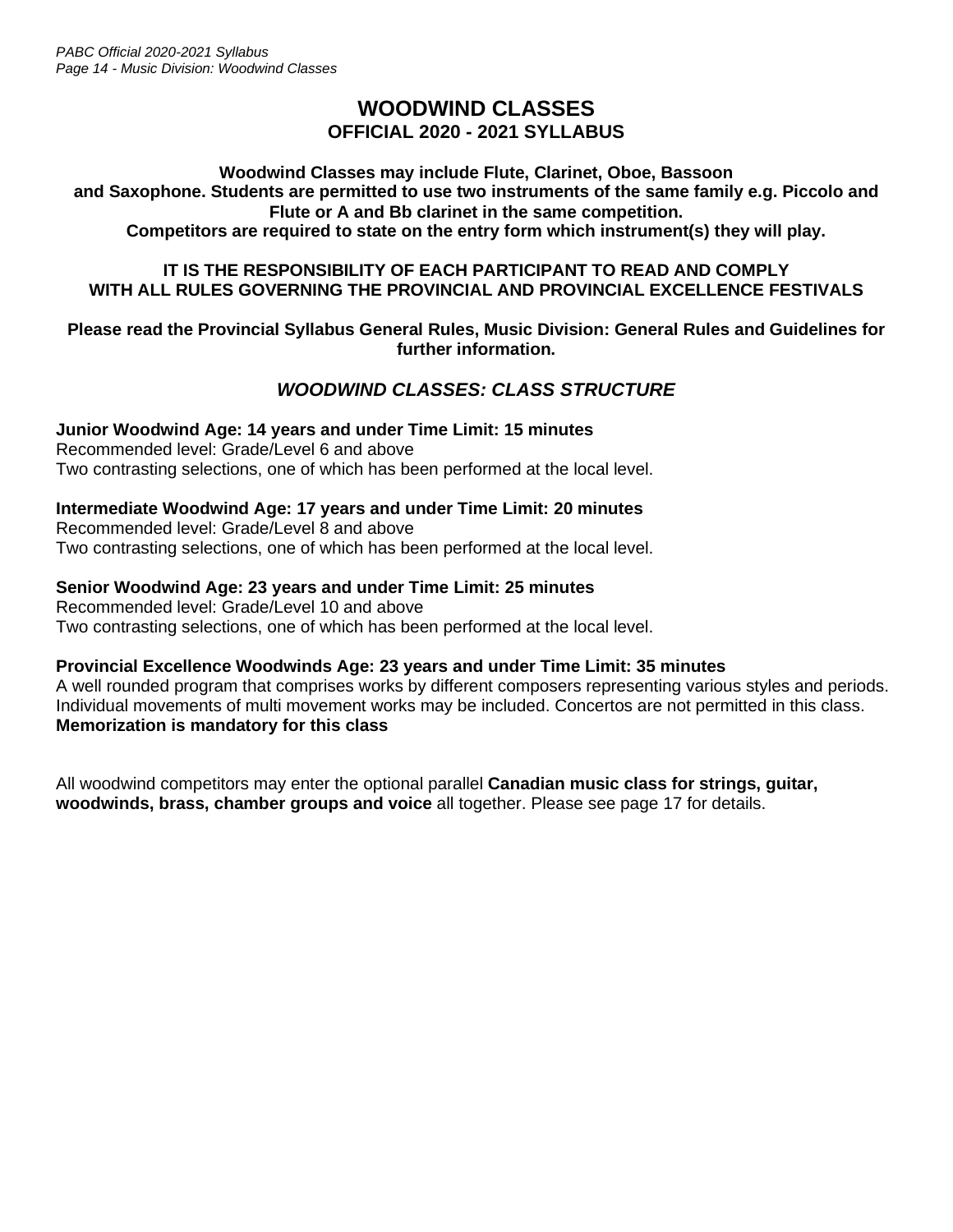# WOODWIND CLASSES
## OFFICIAL 2020 - 2021 SYLLABUS

**Woodwind Classes may include Flute, Clarinet, Oboe, Bassoon and Saxophone. Students are permitted to use two instruments of the same family e.g. Piccolo and Flute or A and Bb clarinet in the same competition.**
**Competitors are required to state on the entry form which instrument(s) they will play.**

**IT IS THE RESPONSIBILITY OF EACH PARTICIPANT TO READ AND COMPLY WITH ALL RULES GOVERNING THE PROVINCIAL AND PROVINCIAL EXCELLENCE FESTIVALS**

**Please read the Provincial Syllabus General Rules, Music Division: General Rules and Guidelines for further information.**

### *WOODWIND CLASSES: CLASS STRUCTURE*

**Junior Woodwind Age: 14 years and under Time Limit: 15 minutes**
Recommended level: Grade/Level 6 and above
Two contrasting selections, one of which has been performed at the local level.

**Intermediate Woodwind Age: 17 years and under Time Limit: 20 minutes**
Recommended level: Grade/Level 8 and above
Two contrasting selections, one of which has been performed at the local level.

**Senior Woodwind Age: 23 years and under Time Limit: 25 minutes**
Recommended level: Grade/Level 10 and above
Two contrasting selections, one of which has been performed at the local level.

**Provincial Excellence Woodwinds Age: 23 years and under Time Limit: 35 minutes**
A well rounded program that comprises works by different composers representing various styles and periods. Individual movements of multi movement works may be included. Concertos are not permitted in this class.
**Memorization is mandatory for this class**

All woodwind competitors may enter the optional parallel **Canadian music class for strings, guitar, woodwinds, brass, chamber groups and voice** all together. Please see page 17 for details.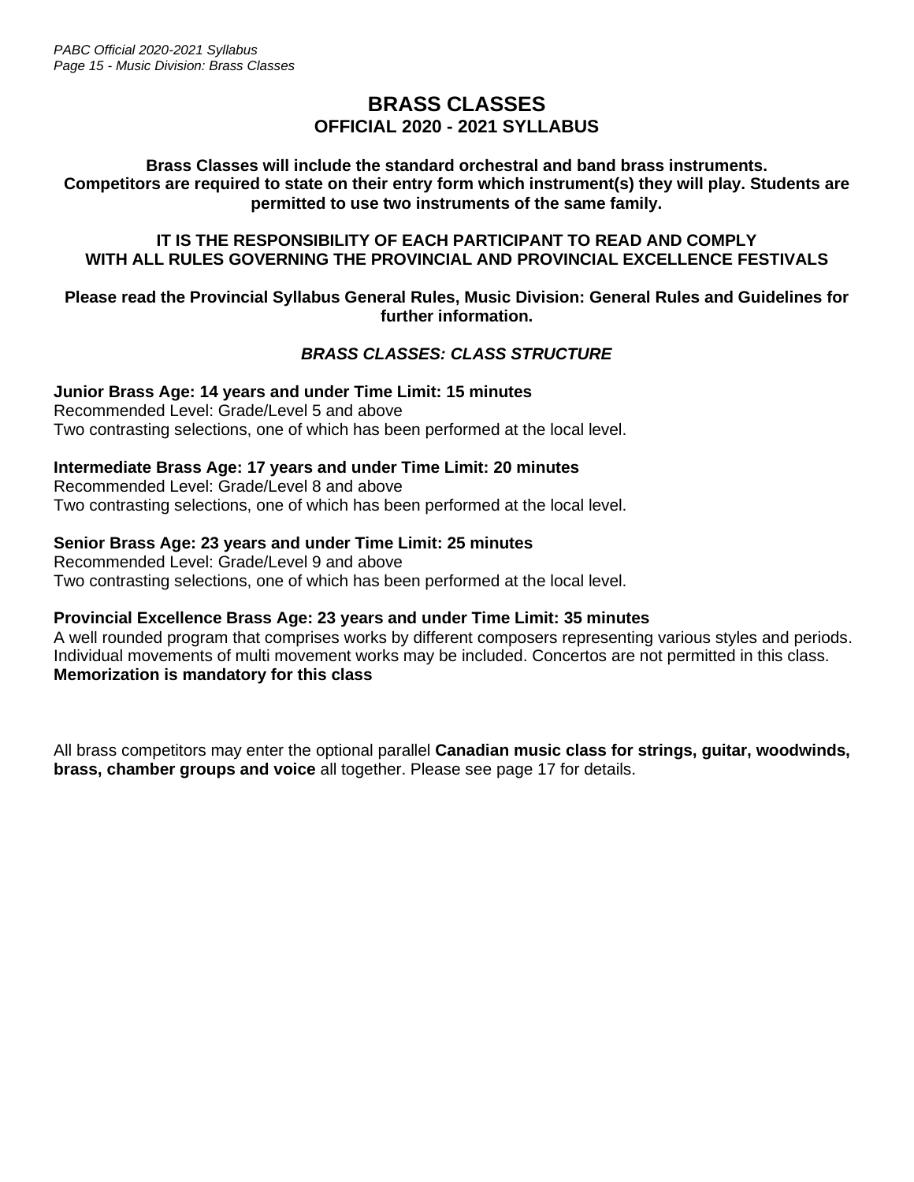# BRASS CLASSES

## OFFICIAL 2020 - 2021 SYLLABUS

**Brass Classes will include the standard orchestral and band brass instruments. Competitors are required to state on their entry form which instrument(s) they will play. Students are permitted to use two instruments of the same family.**

**IT IS THE RESPONSIBILITY OF EACH PARTICIPANT TO READ AND COMPLY WITH ALL RULES GOVERNING THE PROVINCIAL AND PROVINCIAL EXCELLENCE FESTIVALS**

**Please read the Provincial Syllabus General Rules, Music Division: General Rules and Guidelines for further information.**

### *BRASS CLASSES: CLASS STRUCTURE*

**Junior Brass Age: 14 years and under Time Limit: 15 minutes**
Recommended Level: Grade/Level 5 and above
Two contrasting selections, one of which has been performed at the local level.

**Intermediate Brass Age: 17 years and under Time Limit: 20 minutes**
Recommended Level: Grade/Level 8 and above
Two contrasting selections, one of which has been performed at the local level.

**Senior Brass Age: 23 years and under Time Limit: 25 minutes**
Recommended Level: Grade/Level 9 and above
Two contrasting selections, one of which has been performed at the local level.

**Provincial Excellence Brass Age: 23 years and under Time Limit: 35 minutes**
A well rounded program that comprises works by different composers representing various styles and periods. Individual movements of multi movement works may be included. Concertos are not permitted in this class.
**Memorization is mandatory for this class**

All brass competitors may enter the optional parallel **Canadian music class for strings, guitar, woodwinds, brass, chamber groups and voice** all together. Please see page 17 for details.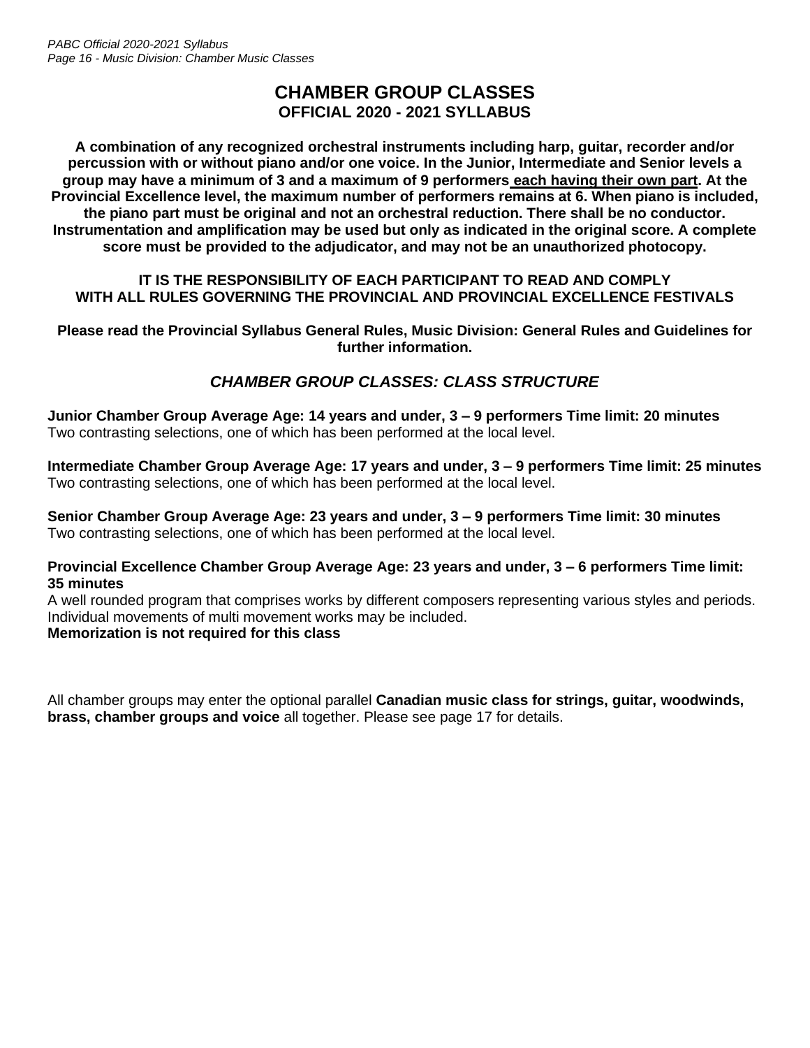# CHAMBER GROUP CLASSES

## OFFICIAL 2020 - 2021 SYLLABUS

**A combination of any recognized orchestral instruments including harp, guitar, recorder and/or percussion with or without piano and/or one voice. In the Junior, Intermediate and Senior levels a group may have a minimum of 3 and a maximum of 9 performers <u>each having their own part</u>. At the Provincial Excellence level, the maximum number of performers remains at 6. When piano is included, the piano part must be original and not an orchestral reduction. There shall be no conductor. Instrumentation and amplification may be used but only as indicated in the original score. A complete score must be provided to the adjudicator, and may not be an unauthorized photocopy.**

**IT IS THE RESPONSIBILITY OF EACH PARTICIPANT TO READ AND COMPLY WITH ALL RULES GOVERNING THE PROVINCIAL AND PROVINCIAL EXCELLENCE FESTIVALS**

**Please read the Provincial Syllabus General Rules, Music Division: General Rules and Guidelines for further information.**

### *CHAMBER GROUP CLASSES: CLASS STRUCTURE*

**Junior Chamber Group Average Age: 14 years and under, 3 – 9 performers Time limit: 20 minutes**
Two contrasting selections, one of which has been performed at the local level.

**Intermediate Chamber Group Average Age: 17 years and under, 3 – 9 performers Time limit: 25 minutes**
Two contrasting selections, one of which has been performed at the local level.

**Senior Chamber Group Average Age: 23 years and under, 3 – 9 performers Time limit: 30 minutes**
Two contrasting selections, one of which has been performed at the local level.

**Provincial Excellence Chamber Group Average Age: 23 years and under, 3 – 6 performers Time limit: 35 minutes**
A well rounded program that comprises works by different composers representing various styles and periods. Individual movements of multi movement works may be included.
**Memorization is not required for this class**

All chamber groups may enter the optional parallel **Canadian music class for strings, guitar, woodwinds, brass, chamber groups and voice** all together. Please see page 17 for details.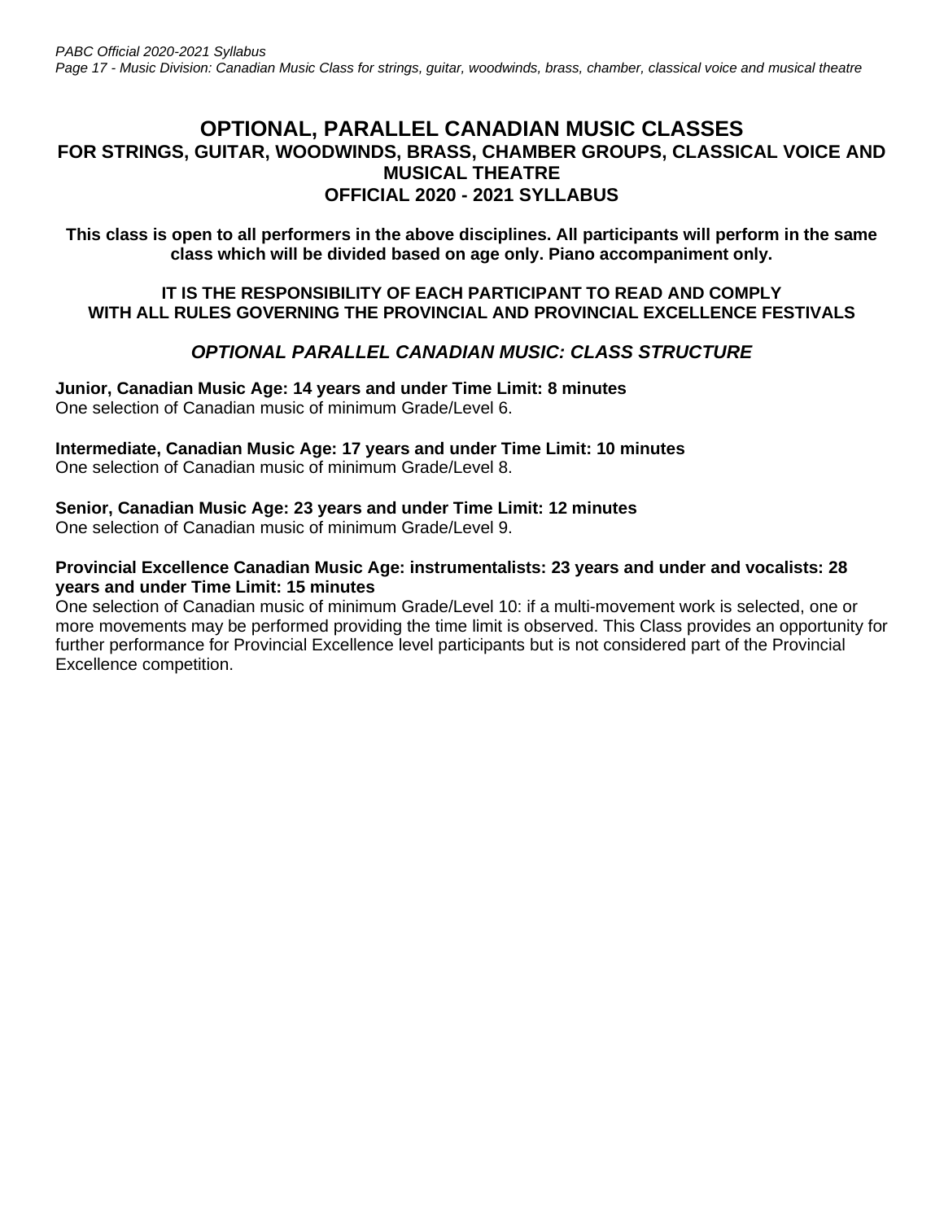# OPTIONAL, PARALLEL CANADIAN MUSIC CLASSES

## FOR STRINGS, GUITAR, WOODWINDS, BRASS, CHAMBER GROUPS, CLASSICAL VOICE AND MUSICAL THEATRE

## OFFICIAL 2020 - 2021 SYLLABUS

**This class is open to all performers in the above disciplines. All participants will perform in the same class which will be divided based on age only. Piano accompaniment only.**

**IT IS THE RESPONSIBILITY OF EACH PARTICIPANT TO READ AND COMPLY WITH ALL RULES GOVERNING THE PROVINCIAL AND PROVINCIAL EXCELLENCE FESTIVALS**

### *OPTIONAL PARALLEL CANADIAN MUSIC: CLASS STRUCTURE*

**Junior, Canadian Music Age: 14 years and under Time Limit: 8 minutes**
One selection of Canadian music of minimum Grade/Level 6.

**Intermediate, Canadian Music Age: 17 years and under Time Limit: 10 minutes**
One selection of Canadian music of minimum Grade/Level 8.

**Senior, Canadian Music Age: 23 years and under Time Limit: 12 minutes**
One selection of Canadian music of minimum Grade/Level 9.

**Provincial Excellence Canadian Music Age: instrumentalists: 23 years and under and vocalists: 28 years and under Time Limit: 15 minutes**
One selection of Canadian music of minimum Grade/Level 10: if a multi-movement work is selected, one or more movements may be performed providing the time limit is observed. This Class provides an opportunity for further performance for Provincial Excellence level participants but is not considered part of the Provincial Excellence competition.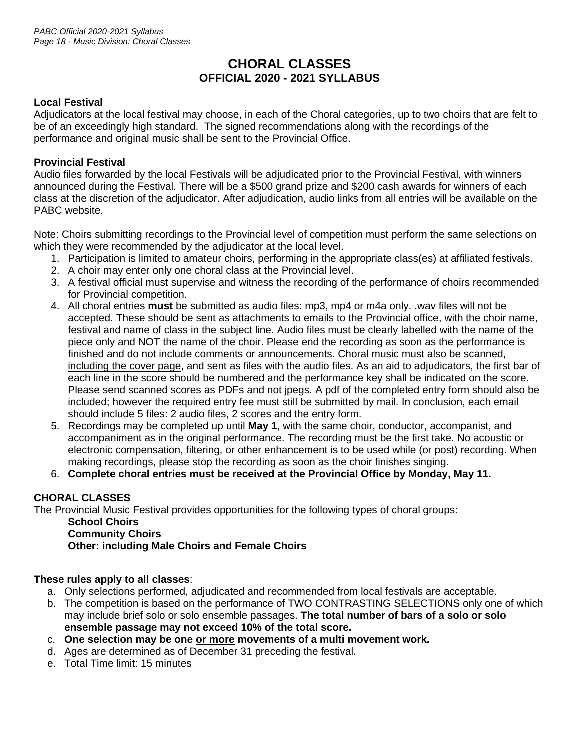# CHORAL CLASSES
## OFFICIAL 2020 - 2021 SYLLABUS

**Local Festival**
Adjudicators at the local festival may choose, in each of the Choral categories, up to two choirs that are felt to be of an exceedingly high standard. The signed recommendations along with the recordings of the performance and original music shall be sent to the Provincial Office.

**Provincial Festival**
Audio files forwarded by the local Festivals will be adjudicated prior to the Provincial Festival, with winners announced during the Festival. There will be a $500 grand prize and $200 cash awards for winners of each class at the discretion of the adjudicator. After adjudication, audio links from all entries will be available on the PABC website.

Note: Choirs submitting recordings to the Provincial level of competition must perform the same selections on which they were recommended by the adjudicator at the local level.

1. Participation is limited to amateur choirs, performing in the appropriate class(es) at affiliated festivals.
2. A choir may enter only one choral class at the Provincial level.
3. A festival official must supervise and witness the recording of the performance of choirs recommended for Provincial competition.
4. All choral entries **must** be submitted as audio files: mp3, mp4 or m4a only. .wav files will not be accepted. These should be sent as attachments to emails to the Provincial office, with the choir name, festival and name of class in the subject line. Audio files must be clearly labelled with the name of the piece only and NOT the name of the choir. Please end the recording as soon as the performance is finished and do not include comments or announcements. Choral music must also be scanned, <u>including the cover page</u>, and sent as files with the audio files. As an aid to adjudicators, the first bar of each line in the score should be numbered and the performance key shall be indicated on the score. Please send scanned scores as PDFs and not jpegs. A pdf of the completed entry form should also be included; however the required entry fee must still be submitted by mail. In conclusion, each email should include 5 files: 2 audio files, 2 scores and the entry form.
5. Recordings may be completed up until **May 1**, with the same choir, conductor, accompanist, and accompaniment as in the original performance. The recording must be the first take. No acoustic or electronic compensation, filtering, or other enhancement is to be used while (or post) recording. When making recordings, please stop the recording as soon as the choir finishes singing.
6. **Complete choral entries must be received at the Provincial Office by Monday, May 11.**

**CHORAL CLASSES**
The Provincial Music Festival provides opportunities for the following types of choral groups:

**School Choirs**
**Community Choirs**
**Other: including Male Choirs and Female Choirs**

**These rules apply to all classes**:

a. Only selections performed, adjudicated and recommended from local festivals are acceptable.
b. The competition is based on the performance of TWO CONTRASTING SELECTIONS only one of which may include brief solo or solo ensemble passages. **The total number of bars of a solo or solo ensemble passage may not exceed 10% of the total score.**
c. **One selection may be one <u>or more</u> movements of a multi movement work.**
d. Ages are determined as of December 31 preceding the festival.
e. Total Time limit: 15 minutes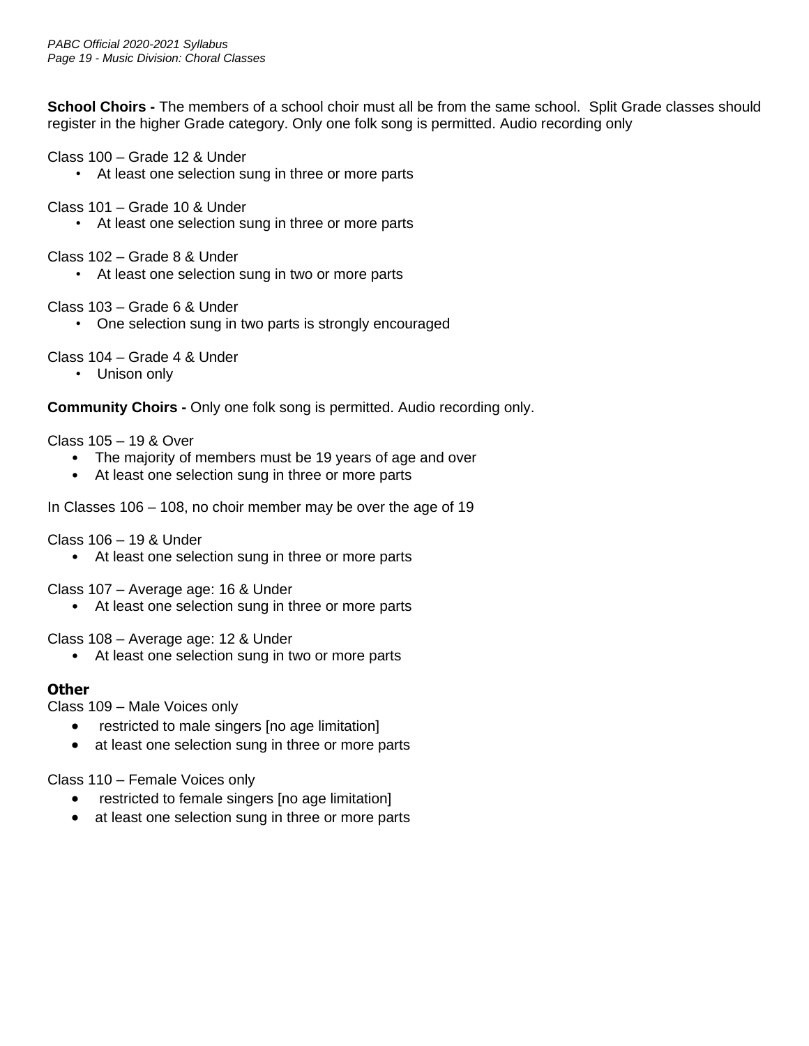**School Choirs -** The members of a school choir must all be from the same school. Split Grade classes should register in the higher Grade category. Only one folk song is permitted. Audio recording only

Class 100 – Grade 12 & Under
- At least one selection sung in three or more parts

Class 101 – Grade 10 & Under
- At least one selection sung in three or more parts

Class 102 – Grade 8 & Under
- At least one selection sung in two or more parts

Class 103 – Grade 6 & Under
- One selection sung in two parts is strongly encouraged

Class 104 – Grade 4 & Under
- Unison only

**Community Choirs -** Only one folk song is permitted. Audio recording only.

Class 105 – 19 & Over
- The majority of members must be 19 years of age and over
- At least one selection sung in three or more parts

In Classes 106 – 108, no choir member may be over the age of 19

Class 106 – 19 & Under
- At least one selection sung in three or more parts

Class 107 – Average age: 16 & Under
- At least one selection sung in three or more parts

Class 108 – Average age: 12 & Under
- At least one selection sung in two or more parts

**Other**

Class 109 – Male Voices only
- restricted to male singers [no age limitation]
- at least one selection sung in three or more parts

Class 110 – Female Voices only
- restricted to female singers [no age limitation]
- at least one selection sung in three or more parts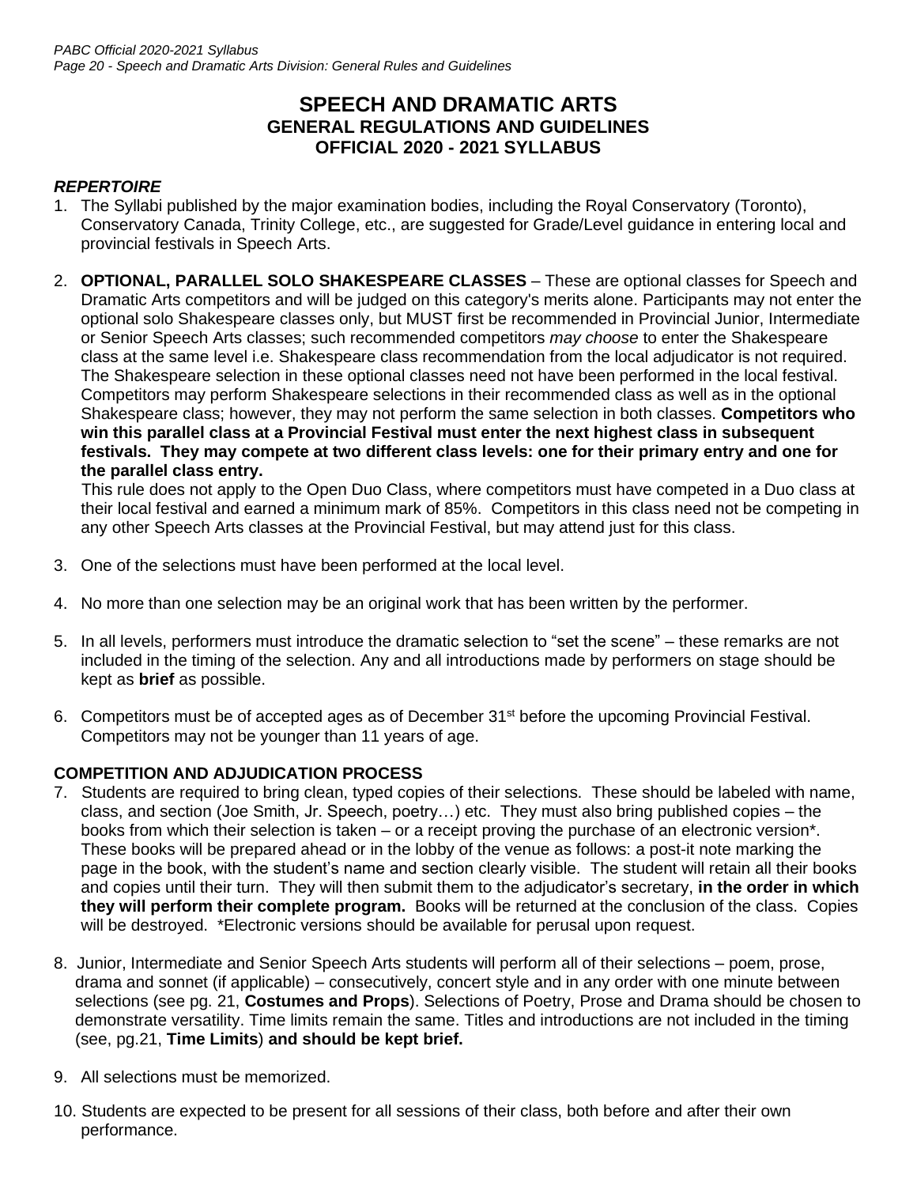# SPEECH AND DRAMATIC ARTS
## GENERAL REGULATIONS AND GUIDELINES
## OFFICIAL 2020 - 2021 SYLLABUS

### *REPERTOIRE*

1. The Syllabi published by the major examination bodies, including the Royal Conservatory (Toronto), Conservatory Canada, Trinity College, etc., are suggested for Grade/Level guidance in entering local and provincial festivals in Speech Arts.

2. **OPTIONAL, PARALLEL SOLO SHAKESPEARE CLASSES** – These are optional classes for Speech and Dramatic Arts competitors and will be judged on this category's merits alone. Participants may not enter the optional solo Shakespeare classes only, but MUST first be recommended in Provincial Junior, Intermediate or Senior Speech Arts classes; such recommended competitors *may choose* to enter the Shakespeare class at the same level i.e. Shakespeare class recommendation from the local adjudicator is not required. The Shakespeare selection in these optional classes need not have been performed in the local festival. Competitors may perform Shakespeare selections in their recommended class as well as in the optional Shakespeare class; however, they may not perform the same selection in both classes. **Competitors who win this parallel class at a Provincial Festival must enter the next highest class in subsequent festivals. They may compete at two different class levels: one for their primary entry and one for the parallel class entry.**

   This rule does not apply to the Open Duo Class, where competitors must have competed in a Duo class at their local festival and earned a minimum mark of 85%. Competitors in this class need not be competing in any other Speech Arts classes at the Provincial Festival, but may attend just for this class.

3. One of the selections must have been performed at the local level.

4. No more than one selection may be an original work that has been written by the performer.

5. In all levels, performers must introduce the dramatic selection to "set the scene" – these remarks are not included in the timing of the selection. Any and all introductions made by performers on stage should be kept as **brief** as possible.

6. Competitors must be of accepted ages as of December 31st before the upcoming Provincial Festival. Competitors may not be younger than 11 years of age.

### COMPETITION AND ADJUDICATION PROCESS

7. Students are required to bring clean, typed copies of their selections. These should be labeled with name, class, and section (Joe Smith, Jr. Speech, poetry…) etc. They must also bring published copies – the books from which their selection is taken – or a receipt proving the purchase of an electronic version*. These books will be prepared ahead or in the lobby of the venue as follows: a post-it note marking the page in the book, with the student's name and section clearly visible. The student will retain all their books and copies until their turn. They will then submit them to the adjudicator's secretary, **in the order in which they will perform their complete program.** Books will be returned at the conclusion of the class. Copies will be destroyed. *Electronic versions should be available for perusal upon request.

8. Junior, Intermediate and Senior Speech Arts students will perform all of their selections – poem, prose, drama and sonnet (if applicable) – consecutively, concert style and in any order with one minute between selections (see pg. 21, **Costumes and Props**). Selections of Poetry, Prose and Drama should be chosen to demonstrate versatility. Time limits remain the same. Titles and introductions are not included in the timing (see, pg.21, **Time Limits**) **and should be kept brief.**

9. All selections must be memorized.

10. Students are expected to be present for all sessions of their class, both before and after their own performance.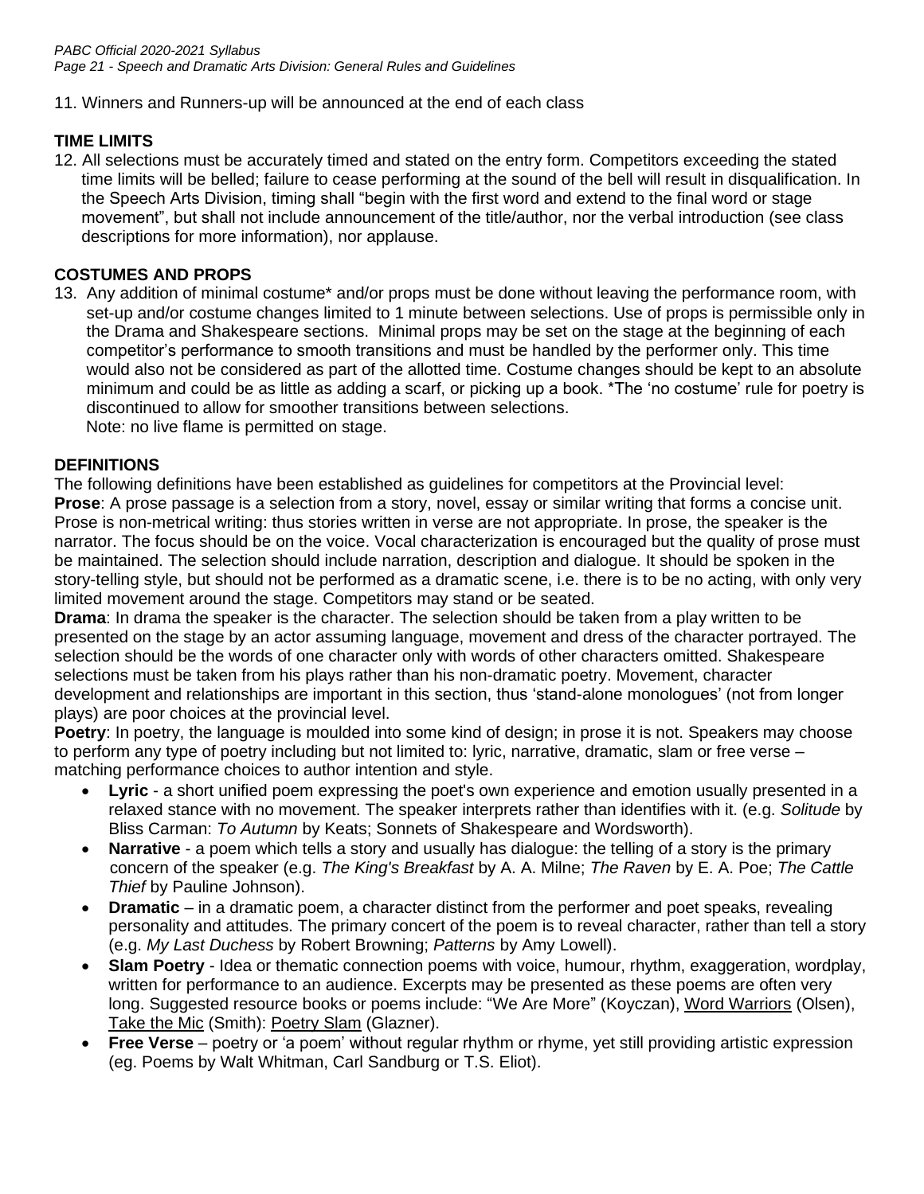11. Winners and Runners-up will be announced at the end of each class

## TIME LIMITS

12. All selections must be accurately timed and stated on the entry form. Competitors exceeding the stated time limits will be belled; failure to cease performing at the sound of the bell will result in disqualification. In the Speech Arts Division, timing shall "begin with the first word and extend to the final word or stage movement", but shall not include announcement of the title/author, nor the verbal introduction (see class descriptions for more information), nor applause.

## COSTUMES AND PROPS

13. Any addition of minimal costume* and/or props must be done without leaving the performance room, with set-up and/or costume changes limited to 1 minute between selections. Use of props is permissible only in the Drama and Shakespeare sections. Minimal props may be set on the stage at the beginning of each competitor's performance to smooth transitions and must be handled by the performer only. This time would also not be considered as part of the allotted time. Costume changes should be kept to an absolute minimum and could be as little as adding a scarf, or picking up a book. *The 'no costume' rule for poetry is discontinued to allow for smoother transitions between selections.
    Note: no live flame is permitted on stage.

## DEFINITIONS

The following definitions have been established as guidelines for competitors at the Provincial level:

**Prose**: A prose passage is a selection from a story, novel, essay or similar writing that forms a concise unit. Prose is non-metrical writing: thus stories written in verse are not appropriate. In prose, the speaker is the narrator. The focus should be on the voice. Vocal characterization is encouraged but the quality of prose must be maintained. The selection should include narration, description and dialogue. It should be spoken in the story-telling style, but should not be performed as a dramatic scene, i.e. there is to be no acting, with only very limited movement around the stage. Competitors may stand or be seated.

**Drama**: In drama the speaker is the character. The selection should be taken from a play written to be presented on the stage by an actor assuming language, movement and dress of the character portrayed. The selection should be the words of one character only with words of other characters omitted. Shakespeare selections must be taken from his plays rather than his non-dramatic poetry. Movement, character development and relationships are important in this section, thus 'stand-alone monologues' (not from longer plays) are poor choices at the provincial level.

**Poetry**: In poetry, the language is moulded into some kind of design; in prose it is not. Speakers may choose to perform any type of poetry including but not limited to: lyric, narrative, dramatic, slam or free verse – matching performance choices to author intention and style.

- **Lyric** - a short unified poem expressing the poet's own experience and emotion usually presented in a relaxed stance with no movement. The speaker interprets rather than identifies with it. (e.g. *Solitude* by Bliss Carman: *To Autumn* by Keats; Sonnets of Shakespeare and Wordsworth).
- **Narrative** - a poem which tells a story and usually has dialogue: the telling of a story is the primary concern of the speaker (e.g. *The King's Breakfast* by A. A. Milne; *The Raven* by E. A. Poe; *The Cattle Thief* by Pauline Johnson).
- **Dramatic** – in a dramatic poem, a character distinct from the performer and poet speaks, revealing personality and attitudes. The primary concert of the poem is to reveal character, rather than tell a story (e.g. *My Last Duchess* by Robert Browning; *Patterns* by Amy Lowell).
- **Slam Poetry** - Idea or thematic connection poems with voice, humour, rhythm, exaggeration, wordplay, written for performance to an audience. Excerpts may be presented as these poems are often very long. Suggested resource books or poems include: "We Are More" (Koyczan), Word Warriors (Olsen), Take the Mic (Smith): Poetry Slam (Glazner).
- **Free Verse** – poetry or 'a poem' without regular rhythm or rhyme, yet still providing artistic expression (eg. Poems by Walt Whitman, Carl Sandburg or T.S. Eliot).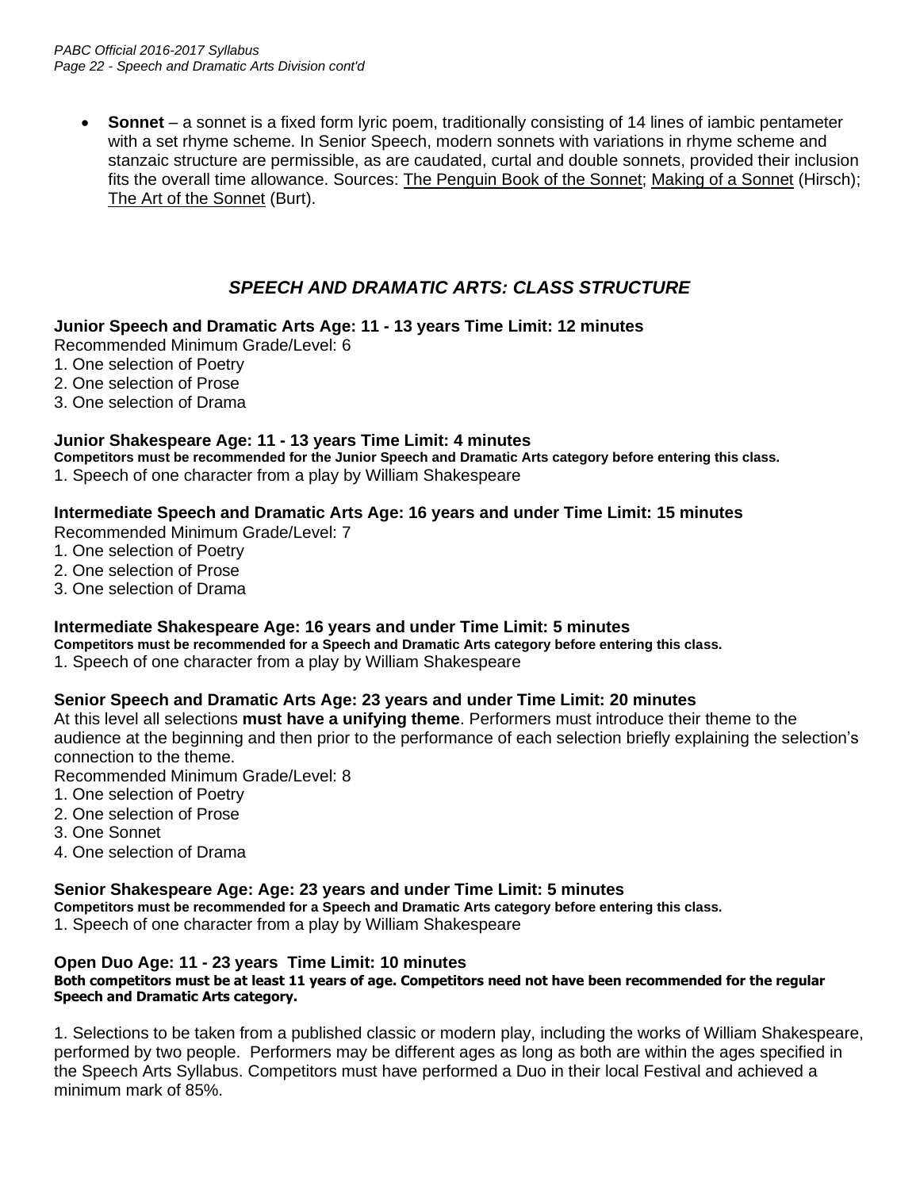- **Sonnet** – a sonnet is a fixed form lyric poem, traditionally consisting of 14 lines of iambic pentameter with a set rhyme scheme. In Senior Speech, modern sonnets with variations in rhyme scheme and stanzaic structure are permissible, as are caudated, curtal and double sonnets, provided their inclusion fits the overall time allowance. Sources: The Penguin Book of the Sonnet; Making of a Sonnet (Hirsch); The Art of the Sonnet (Burt).

## *SPEECH AND DRAMATIC ARTS: CLASS STRUCTURE*

**Junior Speech and Dramatic Arts Age: 11 - 13 years Time Limit: 12 minutes**

Recommended Minimum Grade/Level: 6

1. One selection of Poetry
2. One selection of Prose
3. One selection of Drama

**Junior Shakespeare Age: 11 - 13 years Time Limit: 4 minutes**

**Competitors must be recommended for the Junior Speech and Dramatic Arts category before entering this class.**

1. Speech of one character from a play by William Shakespeare

**Intermediate Speech and Dramatic Arts Age: 16 years and under Time Limit: 15 minutes**

Recommended Minimum Grade/Level: 7

1. One selection of Poetry
2. One selection of Prose
3. One selection of Drama

**Intermediate Shakespeare Age: 16 years and under Time Limit: 5 minutes**

**Competitors must be recommended for a Speech and Dramatic Arts category before entering this class.**

1. Speech of one character from a play by William Shakespeare

**Senior Speech and Dramatic Arts Age: 23 years and under Time Limit: 20 minutes**

At this level all selections **must have a unifying theme**. Performers must introduce their theme to the audience at the beginning and then prior to the performance of each selection briefly explaining the selection's connection to the theme.

Recommended Minimum Grade/Level: 8

1. One selection of Poetry
2. One selection of Prose
3. One Sonnet
4. One selection of Drama

**Senior Shakespeare Age: Age: 23 years and under Time Limit: 5 minutes**

**Competitors must be recommended for a Speech and Dramatic Arts category before entering this class.**

1. Speech of one character from a play by William Shakespeare

**Open Duo Age: 11 - 23 years Time Limit: 10 minutes**

**Both competitors must be at least 11 years of age. Competitors need not have been recommended for the regular Speech and Dramatic Arts category.**

1. Selections to be taken from a published classic or modern play, including the works of William Shakespeare, performed by two people. Performers may be different ages as long as both are within the ages specified in the Speech Arts Syllabus. Competitors must have performed a Duo in their local Festival and achieved a minimum mark of 85%.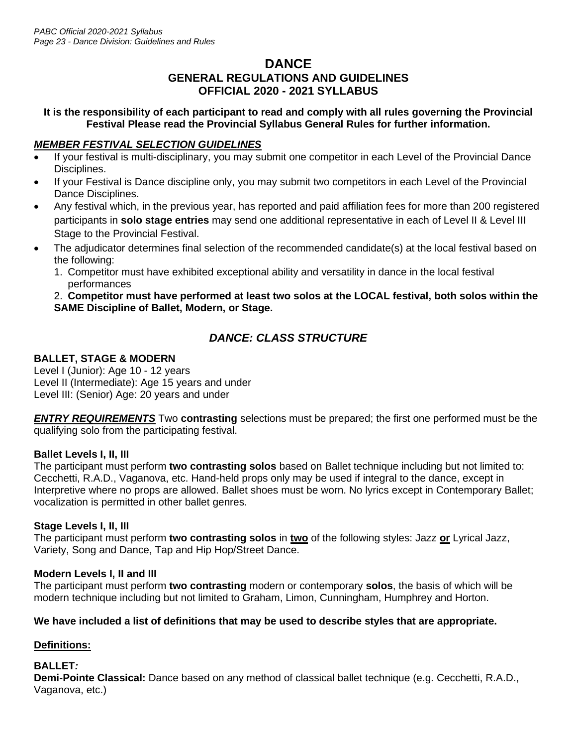# DANCE

## GENERAL REGULATIONS AND GUIDELINES
## OFFICIAL 2020 - 2021 SYLLABUS

**It is the responsibility of each participant to read and comply with all rules governing the Provincial Festival Please read the Provincial Syllabus General Rules for further information.**

***MEMBER FESTIVAL SELECTION GUIDELINES***

- If your festival is multi-disciplinary, you may submit one competitor in each Level of the Provincial Dance Disciplines.
- If your Festival is Dance discipline only, you may submit two competitors in each Level of the Provincial Dance Disciplines.
- Any festival which, in the previous year, has reported and paid affiliation fees for more than 200 registered participants in **solo stage entries** may send one additional representative in each of Level II & Level III Stage to the Provincial Festival.
- The adjudicator determines final selection of the recommended candidate(s) at the local festival based on the following:
  1. Competitor must have exhibited exceptional ability and versatility in dance in the local festival performances
  2. **Competitor must have performed at least two solos at the LOCAL festival, both solos within the SAME Discipline of Ballet, Modern, or Stage.**

## *DANCE: CLASS STRUCTURE*

**BALLET, STAGE & MODERN**

Level I (Junior): Age 10 - 12 years
Level II (Intermediate): Age 15 years and under
Level III: (Senior) Age: 20 years and under

***ENTRY REQUIREMENTS*** Two **contrasting** selections must be prepared; the first one performed must be the qualifying solo from the participating festival.

**Ballet Levels I, II, III**

The participant must perform **two contrasting solos** based on Ballet technique including but not limited to: Cecchetti, R.A.D., Vaganova, etc. Hand-held props only may be used if integral to the dance, except in Interpretive where no props are allowed. Ballet shoes must be worn. No lyrics except in Contemporary Ballet; vocalization is permitted in other ballet genres.

**Stage Levels I, II, III**

The participant must perform **two contrasting solos** in **two** of the following styles: Jazz **or** Lyrical Jazz, Variety, Song and Dance, Tap and Hip Hop/Street Dance.

**Modern Levels I, II and III**

The participant must perform **two contrasting** modern or contemporary **solos**, the basis of which will be modern technique including but not limited to Graham, Limon, Cunningham, Humphrey and Horton.

**We have included a list of definitions that may be used to describe styles that are appropriate.**

**Definitions:**

**BALLET*:***

**Demi-Pointe Classical:** Dance based on any method of classical ballet technique (e.g. Cecchetti, R.A.D., Vaganova, etc.)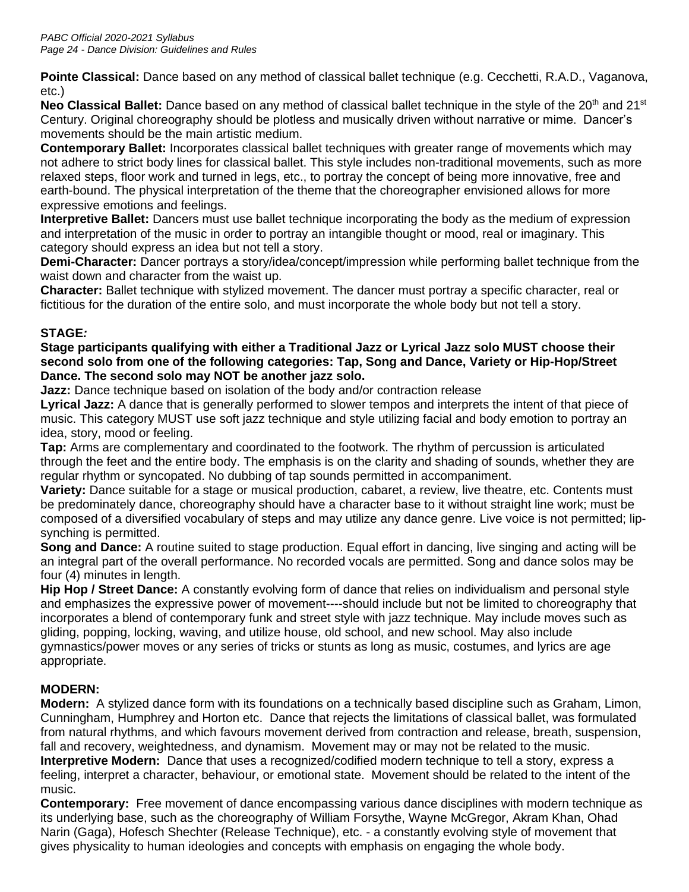**Pointe Classical:** Dance based on any method of classical ballet technique (e.g. Cecchetti, R.A.D., Vaganova, etc.)

**Neo Classical Ballet:** Dance based on any method of classical ballet technique in the style of the 20th and 21st Century. Original choreography should be plotless and musically driven without narrative or mime. Dancer's movements should be the main artistic medium.

**Contemporary Ballet:** Incorporates classical ballet techniques with greater range of movements which may not adhere to strict body lines for classical ballet. This style includes non-traditional movements, such as more relaxed steps, floor work and turned in legs, etc., to portray the concept of being more innovative, free and earth-bound. The physical interpretation of the theme that the choreographer envisioned allows for more expressive emotions and feelings.

**Interpretive Ballet:** Dancers must use ballet technique incorporating the body as the medium of expression and interpretation of the music in order to portray an intangible thought or mood, real or imaginary. This category should express an idea but not tell a story.

**Demi-Character:** Dancer portrays a story/idea/concept/impression while performing ballet technique from the waist down and character from the waist up.

**Character:** Ballet technique with stylized movement. The dancer must portray a specific character, real or fictitious for the duration of the entire solo, and must incorporate the whole body but not tell a story.

## STAGE*:*

**Stage participants qualifying with either a Traditional Jazz or Lyrical Jazz solo MUST choose their second solo from one of the following categories: Tap, Song and Dance, Variety or Hip-Hop/Street Dance. The second solo may NOT be another jazz solo.**

**Jazz:** Dance technique based on isolation of the body and/or contraction release

**Lyrical Jazz:** A dance that is generally performed to slower tempos and interprets the intent of that piece of music. This category MUST use soft jazz technique and style utilizing facial and body emotion to portray an idea, story, mood or feeling.

**Tap:** Arms are complementary and coordinated to the footwork. The rhythm of percussion is articulated through the feet and the entire body. The emphasis is on the clarity and shading of sounds, whether they are regular rhythm or syncopated. No dubbing of tap sounds permitted in accompaniment.

**Variety:** Dance suitable for a stage or musical production, cabaret, a review, live theatre, etc. Contents must be predominately dance, choreography should have a character base to it without straight line work; must be composed of a diversified vocabulary of steps and may utilize any dance genre. Live voice is not permitted; lip-synching is permitted.

**Song and Dance:** A routine suited to stage production. Equal effort in dancing, live singing and acting will be an integral part of the overall performance. No recorded vocals are permitted. Song and dance solos may be four (4) minutes in length.

**Hip Hop / Street Dance:** A constantly evolving form of dance that relies on individualism and personal style and emphasizes the expressive power of movement----should include but not be limited to choreography that incorporates a blend of contemporary funk and street style with jazz technique. May include moves such as gliding, popping, locking, waving, and utilize house, old school, and new school. May also include gymnastics/power moves or any series of tricks or stunts as long as music, costumes, and lyrics are age appropriate.

## MODERN:

**Modern:** A stylized dance form with its foundations on a technically based discipline such as Graham, Limon, Cunningham, Humphrey and Horton etc. Dance that rejects the limitations of classical ballet, was formulated from natural rhythms, and which favours movement derived from contraction and release, breath, suspension, fall and recovery, weightedness, and dynamism. Movement may or may not be related to the music.

**Interpretive Modern:** Dance that uses a recognized/codified modern technique to tell a story, express a feeling, interpret a character, behaviour, or emotional state. Movement should be related to the intent of the music.

**Contemporary:** Free movement of dance encompassing various dance disciplines with modern technique as its underlying base, such as the choreography of William Forsythe, Wayne McGregor, Akram Khan, Ohad Narin (Gaga), Hofesch Shechter (Release Technique), etc. - a constantly evolving style of movement that gives physicality to human ideologies and concepts with emphasis on engaging the whole body.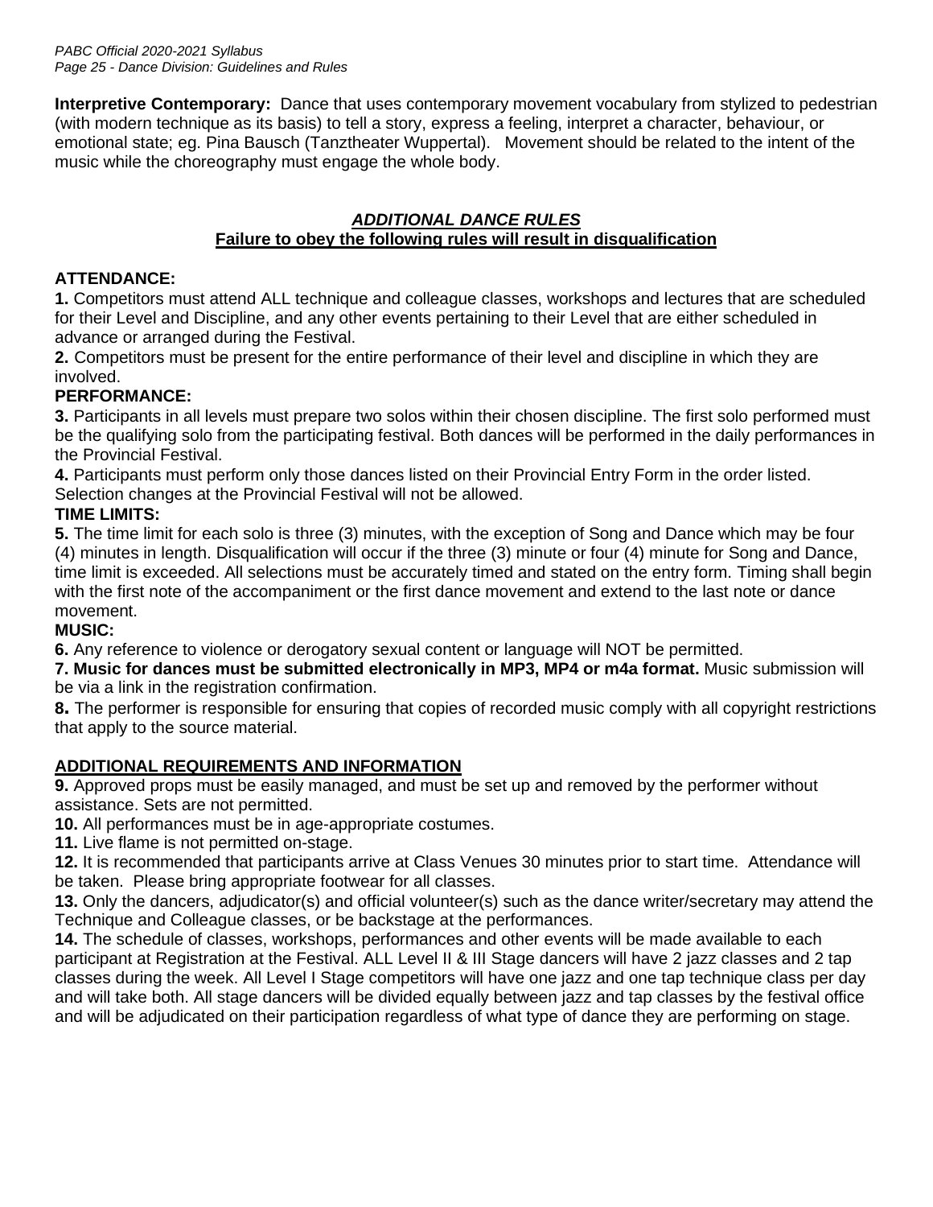**Interpretive Contemporary:** Dance that uses contemporary movement vocabulary from stylized to pedestrian (with modern technique as its basis) to tell a story, express a feeling, interpret a character, behaviour, or emotional state; eg. Pina Bausch (Tanztheater Wuppertal). Movement should be related to the intent of the music while the choreography must engage the whole body.

## ***ADDITIONAL DANCE RULES***

**Failure to obey the following rules will result in disqualification**

### ATTENDANCE:

**1.** Competitors must attend ALL technique and colleague classes, workshops and lectures that are scheduled for their Level and Discipline, and any other events pertaining to their Level that are either scheduled in advance or arranged during the Festival.

**2.** Competitors must be present for the entire performance of their level and discipline in which they are involved.

### PERFORMANCE:

**3.** Participants in all levels must prepare two solos within their chosen discipline. The first solo performed must be the qualifying solo from the participating festival. Both dances will be performed in the daily performances in the Provincial Festival.

**4.** Participants must perform only those dances listed on their Provincial Entry Form in the order listed. Selection changes at the Provincial Festival will not be allowed.

### TIME LIMITS:

**5.** The time limit for each solo is three (3) minutes, with the exception of Song and Dance which may be four (4) minutes in length. Disqualification will occur if the three (3) minute or four (4) minute for Song and Dance, time limit is exceeded. All selections must be accurately timed and stated on the entry form. Timing shall begin with the first note of the accompaniment or the first dance movement and extend to the last note or dance movement.

### MUSIC:

**6.** Any reference to violence or derogatory sexual content or language will NOT be permitted.

**7. Music for dances must be submitted electronically in MP3, MP4 or m4a format.** Music submission will be via a link in the registration confirmation.

**8.** The performer is responsible for ensuring that copies of recorded music comply with all copyright restrictions that apply to the source material.

### ADDITIONAL REQUIREMENTS AND INFORMATION

**9.** Approved props must be easily managed, and must be set up and removed by the performer without assistance. Sets are not permitted.

**10.** All performances must be in age-appropriate costumes.

**11.** Live flame is not permitted on-stage.

**12.** It is recommended that participants arrive at Class Venues 30 minutes prior to start time. Attendance will be taken. Please bring appropriate footwear for all classes.

**13.** Only the dancers, adjudicator(s) and official volunteer(s) such as the dance writer/secretary may attend the Technique and Colleague classes, or be backstage at the performances.

**14.** The schedule of classes, workshops, performances and other events will be made available to each participant at Registration at the Festival. ALL Level II & III Stage dancers will have 2 jazz classes and 2 tap classes during the week. All Level I Stage competitors will have one jazz and one tap technique class per day and will take both. All stage dancers will be divided equally between jazz and tap classes by the festival office and will be adjudicated on their participation regardless of what type of dance they are performing on stage.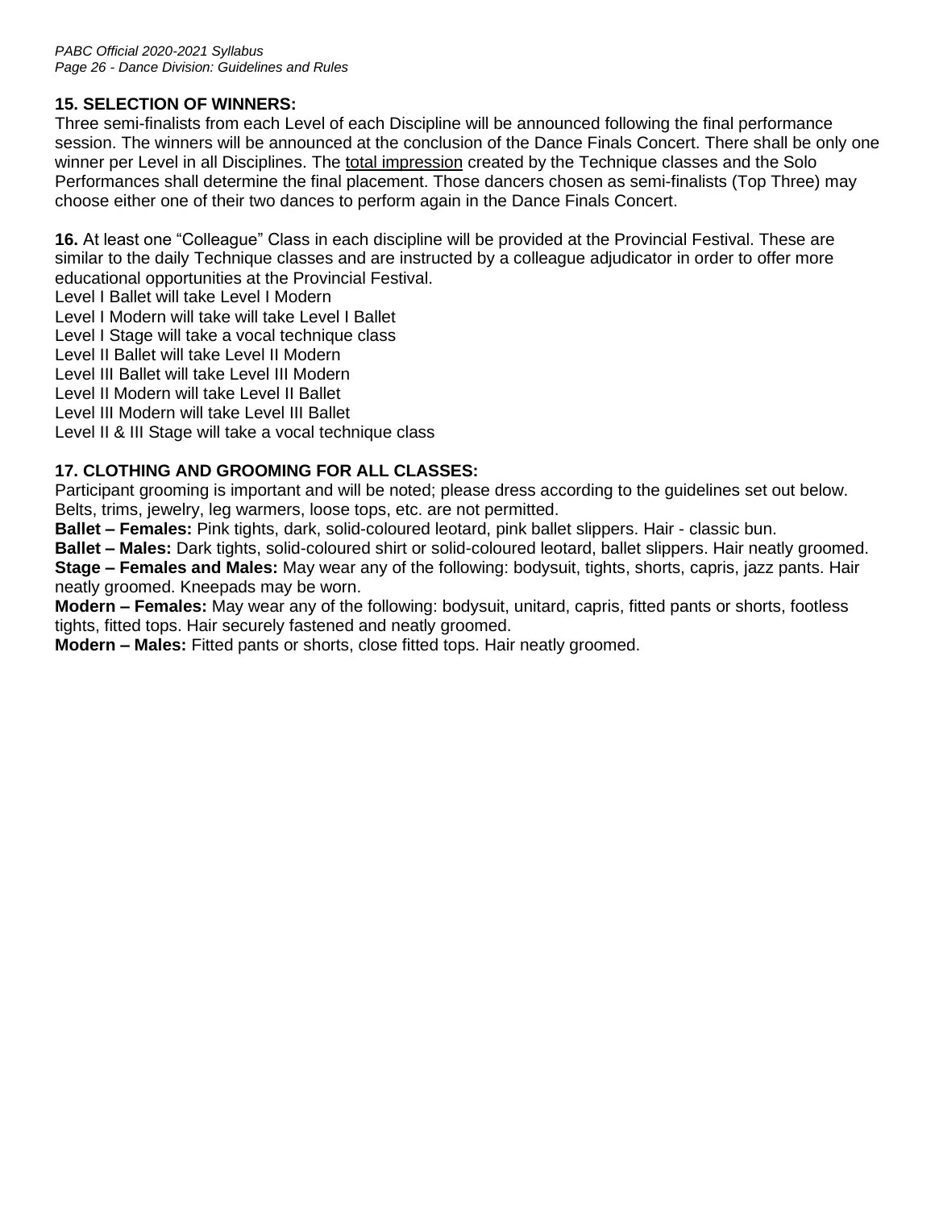### 15. SELECTION OF WINNERS:

Three semi-finalists from each Level of each Discipline will be announced following the final performance session. The winners will be announced at the conclusion of the Dance Finals Concert. There shall be only one winner per Level in all Disciplines. The <u>total impression</u> created by the Technique classes and the Solo Performances shall determine the final placement. Those dancers chosen as semi-finalists (Top Three) may choose either one of their two dances to perform again in the Dance Finals Concert.

**16.** At least one "Colleague" Class in each discipline will be provided at the Provincial Festival. These are similar to the daily Technique classes and are instructed by a colleague adjudicator in order to offer more educational opportunities at the Provincial Festival.

Level I Ballet will take Level I Modern
Level I Modern will take will take Level I Ballet
Level I Stage will take a vocal technique class
Level II Ballet will take Level II Modern
Level III Ballet will take Level III Modern
Level II Modern will take Level II Ballet
Level III Modern will take Level III Ballet
Level II & III Stage will take a vocal technique class

### 17. CLOTHING AND GROOMING FOR ALL CLASSES:

Participant grooming is important and will be noted; please dress according to the guidelines set out below. Belts, trims, jewelry, leg warmers, loose tops, etc. are not permitted.

**Ballet – Females:** Pink tights, dark, solid-coloured leotard, pink ballet slippers. Hair - classic bun.

**Ballet – Males:** Dark tights, solid-coloured shirt or solid-coloured leotard, ballet slippers. Hair neatly groomed.

**Stage – Females and Males:** May wear any of the following: bodysuit, tights, shorts, capris, jazz pants. Hair neatly groomed. Kneepads may be worn.

**Modern – Females:** May wear any of the following: bodysuit, unitard, capris, fitted pants or shorts, footless tights, fitted tops. Hair securely fastened and neatly groomed.

**Modern – Males:** Fitted pants or shorts, close fitted tops. Hair neatly groomed.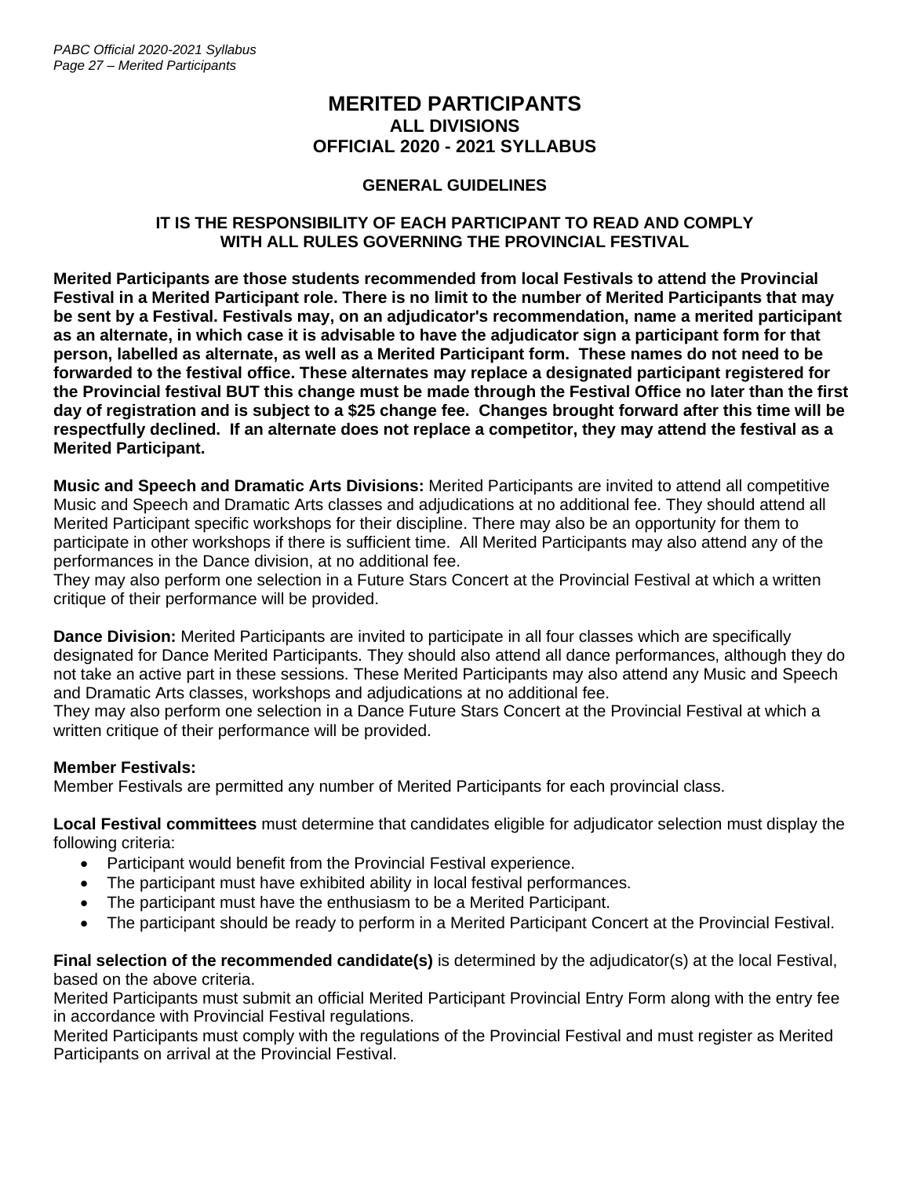# MERITED PARTICIPANTS

## ALL DIVISIONS

## OFFICIAL 2020 - 2021 SYLLABUS

### GENERAL GUIDELINES

**IT IS THE RESPONSIBILITY OF EACH PARTICIPANT TO READ AND COMPLY WITH ALL RULES GOVERNING THE PROVINCIAL FESTIVAL**

**Merited Participants are those students recommended from local Festivals to attend the Provincial Festival in a Merited Participant role. There is no limit to the number of Merited Participants that may be sent by a Festival. Festivals may, on an adjudicator's recommendation, name a merited participant as an alternate, in which case it is advisable to have the adjudicator sign a participant form for that person, labelled as alternate, as well as a Merited Participant form. These names do not need to be forwarded to the festival office. These alternates may replace a designated participant registered for the Provincial festival BUT this change must be made through the Festival Office no later than the first day of registration and is subject to a $25 change fee. Changes brought forward after this time will be respectfully declined. If an alternate does not replace a competitor, they may attend the festival as a Merited Participant.**

**Music and Speech and Dramatic Arts Divisions:** Merited Participants are invited to attend all competitive Music and Speech and Dramatic Arts classes and adjudications at no additional fee. They should attend all Merited Participant specific workshops for their discipline. There may also be an opportunity for them to participate in other workshops if there is sufficient time. All Merited Participants may also attend any of the performances in the Dance division, at no additional fee.
They may also perform one selection in a Future Stars Concert at the Provincial Festival at which a written critique of their performance will be provided.

**Dance Division:** Merited Participants are invited to participate in all four classes which are specifically designated for Dance Merited Participants. They should also attend all dance performances, although they do not take an active part in these sessions. These Merited Participants may also attend any Music and Speech and Dramatic Arts classes, workshops and adjudications at no additional fee.
They may also perform one selection in a Dance Future Stars Concert at the Provincial Festival at which a written critique of their performance will be provided.

**Member Festivals:**
Member Festivals are permitted any number of Merited Participants for each provincial class.

**Local Festival committees** must determine that candidates eligible for adjudicator selection must display the following criteria:

- Participant would benefit from the Provincial Festival experience.
- The participant must have exhibited ability in local festival performances.
- The participant must have the enthusiasm to be a Merited Participant.
- The participant should be ready to perform in a Merited Participant Concert at the Provincial Festival.

**Final selection of the recommended candidate(s)** is determined by the adjudicator(s) at the local Festival, based on the above criteria.
Merited Participants must submit an official Merited Participant Provincial Entry Form along with the entry fee in accordance with Provincial Festival regulations.
Merited Participants must comply with the regulations of the Provincial Festival and must register as Merited Participants on arrival at the Provincial Festival.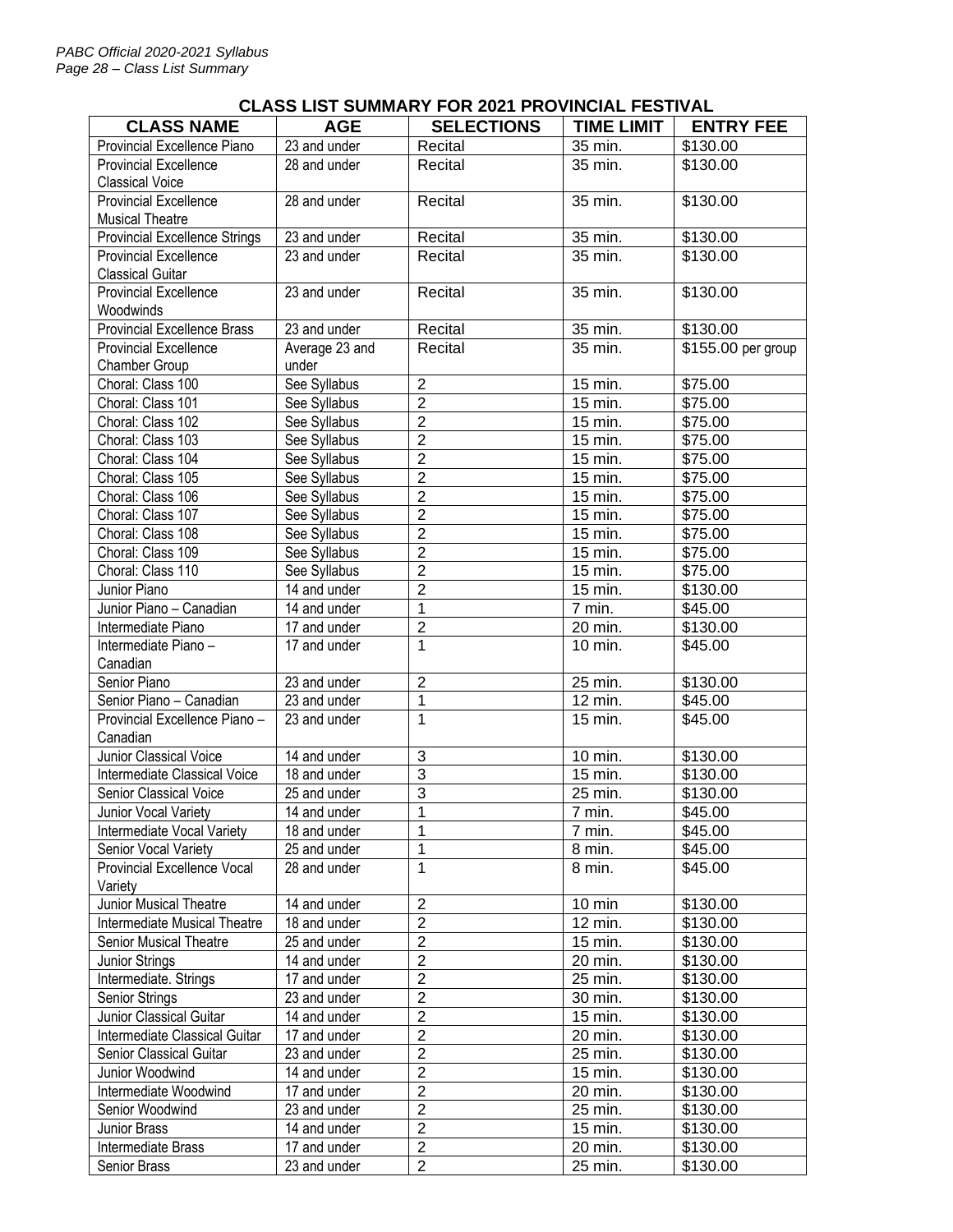## CLASS LIST SUMMARY FOR 2021 PROVINCIAL FESTIVAL

| CLASS NAME | AGE | SELECTIONS | TIME LIMIT | ENTRY FEE |
|---|---|---|---|---|
| Provincial Excellence Piano | 23 and under | Recital | 35 min. | $130.00 |
| Provincial Excellence Classical Voice | 28 and under | Recital | 35 min. | $130.00 |
| Provincial Excellence Musical Theatre | 28 and under | Recital | 35 min. | $130.00 |
| Provincial Excellence Strings | 23 and under | Recital | 35 min. | $130.00 |
| Provincial Excellence Classical Guitar | 23 and under | Recital | 35 min. | $130.00 |
| Provincial Excellence Woodwinds | 23 and under | Recital | 35 min. | $130.00 |
| Provincial Excellence Brass | 23 and under | Recital | 35 min. | $130.00 |
| Provincial Excellence Chamber Group | Average 23 and under | Recital | 35 min. | $155.00 per group |
| Choral: Class 100 | See Syllabus | 2 | 15 min. | $75.00 |
| Choral: Class 101 | See Syllabus | 2 | 15 min. | $75.00 |
| Choral: Class 102 | See Syllabus | 2 | 15 min. | $75.00 |
| Choral: Class 103 | See Syllabus | 2 | 15 min. | $75.00 |
| Choral: Class 104 | See Syllabus | 2 | 15 min. | $75.00 |
| Choral: Class 105 | See Syllabus | 2 | 15 min. | $75.00 |
| Choral: Class 106 | See Syllabus | 2 | 15 min. | $75.00 |
| Choral: Class 107 | See Syllabus | 2 | 15 min. | $75.00 |
| Choral: Class 108 | See Syllabus | 2 | 15 min. | $75.00 |
| Choral: Class 109 | See Syllabus | 2 | 15 min. | $75.00 |
| Choral: Class 110 | See Syllabus | 2 | 15 min. | $75.00 |
| Junior Piano | 14 and under | 2 | 15 min. | $130.00 |
| Junior Piano – Canadian | 14 and under | 1 | 7 min. | $45.00 |
| Intermediate Piano | 17 and under | 2 | 20 min. | $130.00 |
| Intermediate Piano – Canadian | 17 and under | 1 | 10 min. | $45.00 |
| Senior Piano | 23 and under | 2 | 25 min. | $130.00 |
| Senior Piano – Canadian | 23 and under | 1 | 12 min. | $45.00 |
| Provincial Excellence Piano – Canadian | 23 and under | 1 | 15 min. | $45.00 |
| Junior Classical Voice | 14 and under | 3 | 10 min. | $130.00 |
| Intermediate Classical Voice | 18 and under | 3 | 15 min. | $130.00 |
| Senior Classical Voice | 25 and under | 3 | 25 min. | $130.00 |
| Junior Vocal Variety | 14 and under | 1 | 7 min. | $45.00 |
| Intermediate Vocal Variety | 18 and under | 1 | 7 min. | $45.00 |
| Senior Vocal Variety | 25 and under | 1 | 8 min. | $45.00 |
| Provincial Excellence Vocal Variety | 28 and under | 1 | 8 min. | $45.00 |
| Junior Musical Theatre | 14 and under | 2 | 10 min | $130.00 |
| Intermediate Musical Theatre | 18 and under | 2 | 12 min. | $130.00 |
| Senior Musical Theatre | 25 and under | 2 | 15 min. | $130.00 |
| Junior Strings | 14 and under | 2 | 20 min. | $130.00 |
| Intermediate. Strings | 17 and under | 2 | 25 min. | $130.00 |
| Senior Strings | 23 and under | 2 | 30 min. | $130.00 |
| Junior Classical Guitar | 14 and under | 2 | 15 min. | $130.00 |
| Intermediate Classical Guitar | 17 and under | 2 | 20 min. | $130.00 |
| Senior Classical Guitar | 23 and under | 2 | 25 min. | $130.00 |
| Junior Woodwind | 14 and under | 2 | 15 min. | $130.00 |
| Intermediate Woodwind | 17 and under | 2 | 20 min. | $130.00 |
| Senior Woodwind | 23 and under | 2 | 25 min. | $130.00 |
| Junior Brass | 14 and under | 2 | 15 min. | $130.00 |
| Intermediate Brass | 17 and under | 2 | 20 min. | $130.00 |
| Senior Brass | 23 and under | 2 | 25 min. | $130.00 |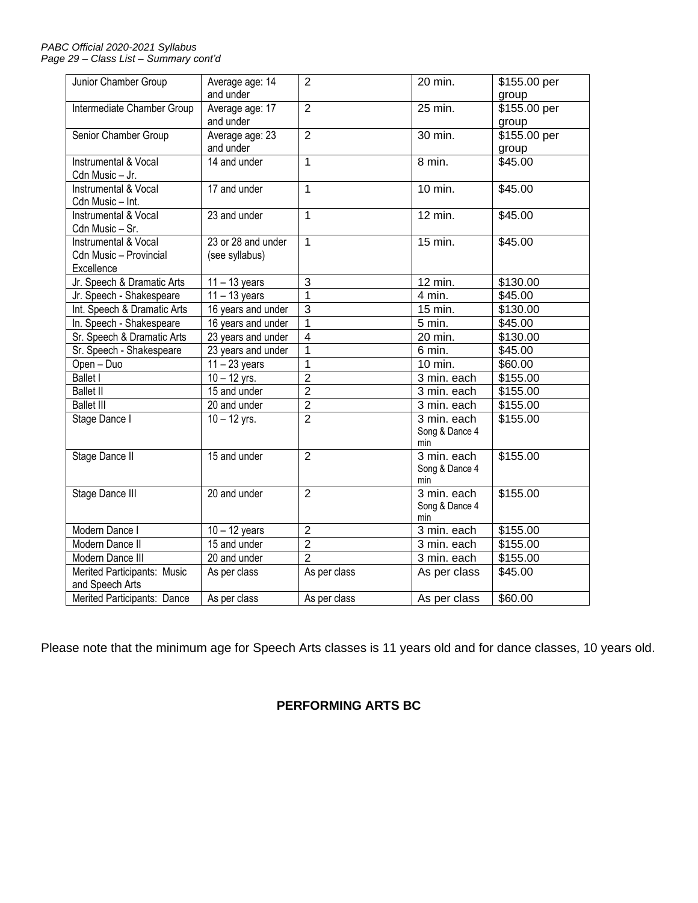| | | | | |
|---|---|---|---|---|
| Junior Chamber Group | Average age: 14 and under | 2 | 20 min. | $155.00 per group |
| Intermediate Chamber Group | Average age: 17 and under | 2 | 25 min. | $155.00 per group |
| Senior Chamber Group | Average age: 23 and under | 2 | 30 min. | $155.00 per group |
| Instrumental & Vocal Cdn Music – Jr. | 14 and under | 1 | 8 min. | $45.00 |
| Instrumental & Vocal Cdn Music – Int. | 17 and under | 1 | 10 min. | $45.00 |
| Instrumental & Vocal Cdn Music – Sr. | 23 and under | 1 | 12 min. | $45.00 |
| Instrumental & Vocal Cdn Music – Provincial Excellence | 23 or 28 and under (see syllabus) | 1 | 15 min. | $45.00 |
| Jr. Speech & Dramatic Arts | 11 – 13 years | 3 | 12 min. | $130.00 |
| Jr. Speech - Shakespeare | 11 – 13 years | 1 | 4 min. | $45.00 |
| Int. Speech & Dramatic Arts | 16 years and under | 3 | 15 min. | $130.00 |
| In. Speech - Shakespeare | 16 years and under | 1 | 5 min. | $45.00 |
| Sr. Speech & Dramatic Arts | 23 years and under | 4 | 20 min. | $130.00 |
| Sr. Speech - Shakespeare | 23 years and under | 1 | 6 min. | $45.00 |
| Open – Duo | 11 – 23 years | 1 | 10 min. | $60.00 |
| Ballet I | 10 – 12 yrs. | 2 | 3 min. each | $155.00 |
| Ballet II | 15 and under | 2 | 3 min. each | $155.00 |
| Ballet III | 20 and under | 2 | 3 min. each | $155.00 |
| Stage Dance I | 10 – 12 yrs. | 2 | 3 min. each Song & Dance 4 min | $155.00 |
| Stage Dance II | 15 and under | 2 | 3 min. each Song & Dance 4 min | $155.00 |
| Stage Dance III | 20 and under | 2 | 3 min. each Song & Dance 4 min | $155.00 |
| Modern Dance I | 10 – 12 years | 2 | 3 min. each | $155.00 |
| Modern Dance II | 15 and under | 2 | 3 min. each | $155.00 |
| Modern Dance III | 20 and under | 2 | 3 min. each | $155.00 |
| Merited Participants: Music and Speech Arts | As per class | As per class | As per class | $45.00 |
| Merited Participants: Dance | As per class | As per class | As per class | $60.00 |

Please note that the minimum age for Speech Arts classes is 11 years old and for dance classes, 10 years old.

**PERFORMING ARTS BC**